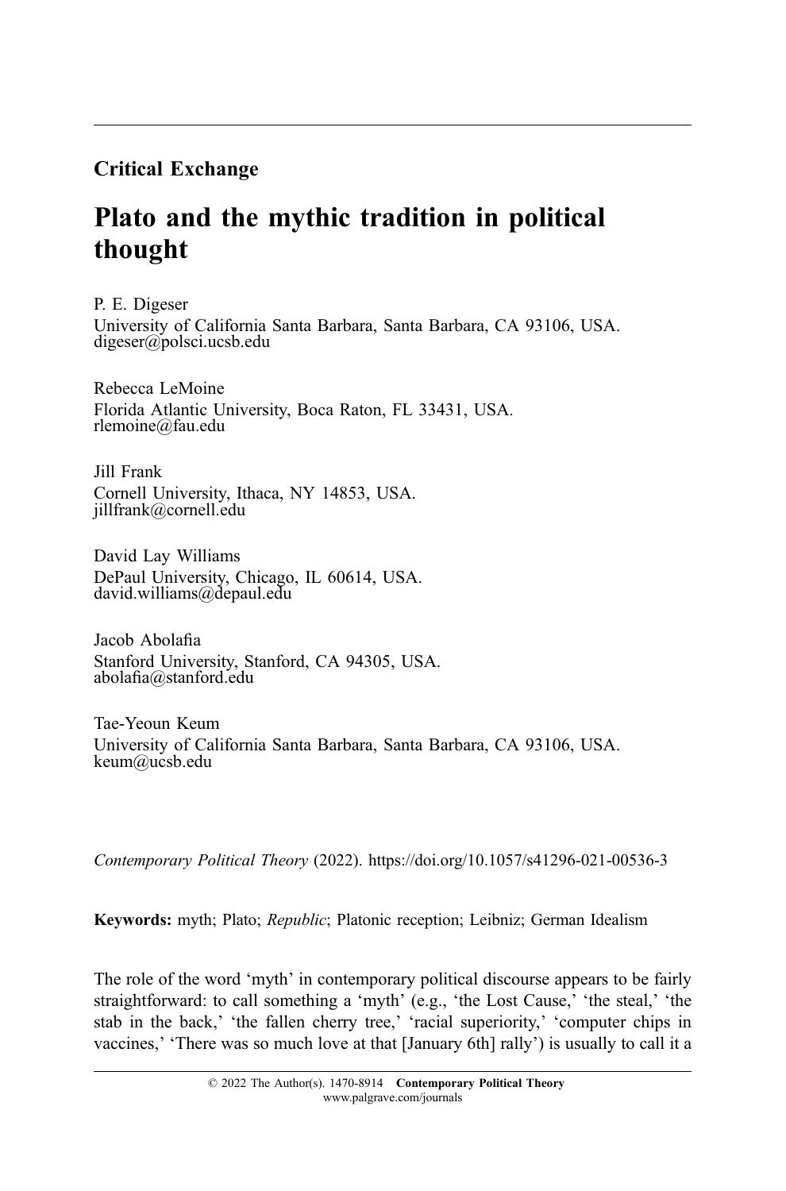**Critical Exchange**

# Plato and the mythic tradition in political thought

P. E. Digeser
University of California Santa Barbara, Santa Barbara, CA 93106, USA.
digeser@polsci.ucsb.edu

Rebecca LeMoine
Florida Atlantic University, Boca Raton, FL 33431, USA.
rlemoine@fau.edu

Jill Frank
Cornell University, Ithaca, NY 14853, USA.
jillfrank@cornell.edu

David Lay Williams
DePaul University, Chicago, IL 60614, USA.
david.williams@depaul.edu

Jacob Abolafia
Stanford University, Stanford, CA 94305, USA.
abolafia@stanford.edu

Tae-Yeoun Keum
University of California Santa Barbara, Santa Barbara, CA 93106, USA.
keum@ucsb.edu

*Contemporary Political Theory* (2022). https://doi.org/10.1057/s41296-021-00536-3

**Keywords:** myth; Plato; *Republic*; Platonic reception; Leibniz; German Idealism

The role of the word 'myth' in contemporary political discourse appears to be fairly straightforward: to call something a 'myth' (e.g., 'the Lost Cause,' 'the steal,' 'the stab in the back,' 'the fallen cherry tree,' 'racial superiority,' 'computer chips in vaccines,' 'There was so much love at that [January 6th] rally') is usually to call it a

© 2022 The Author(s). 1470-8914 **Contemporary Political Theory**
www.palgrave.com/journals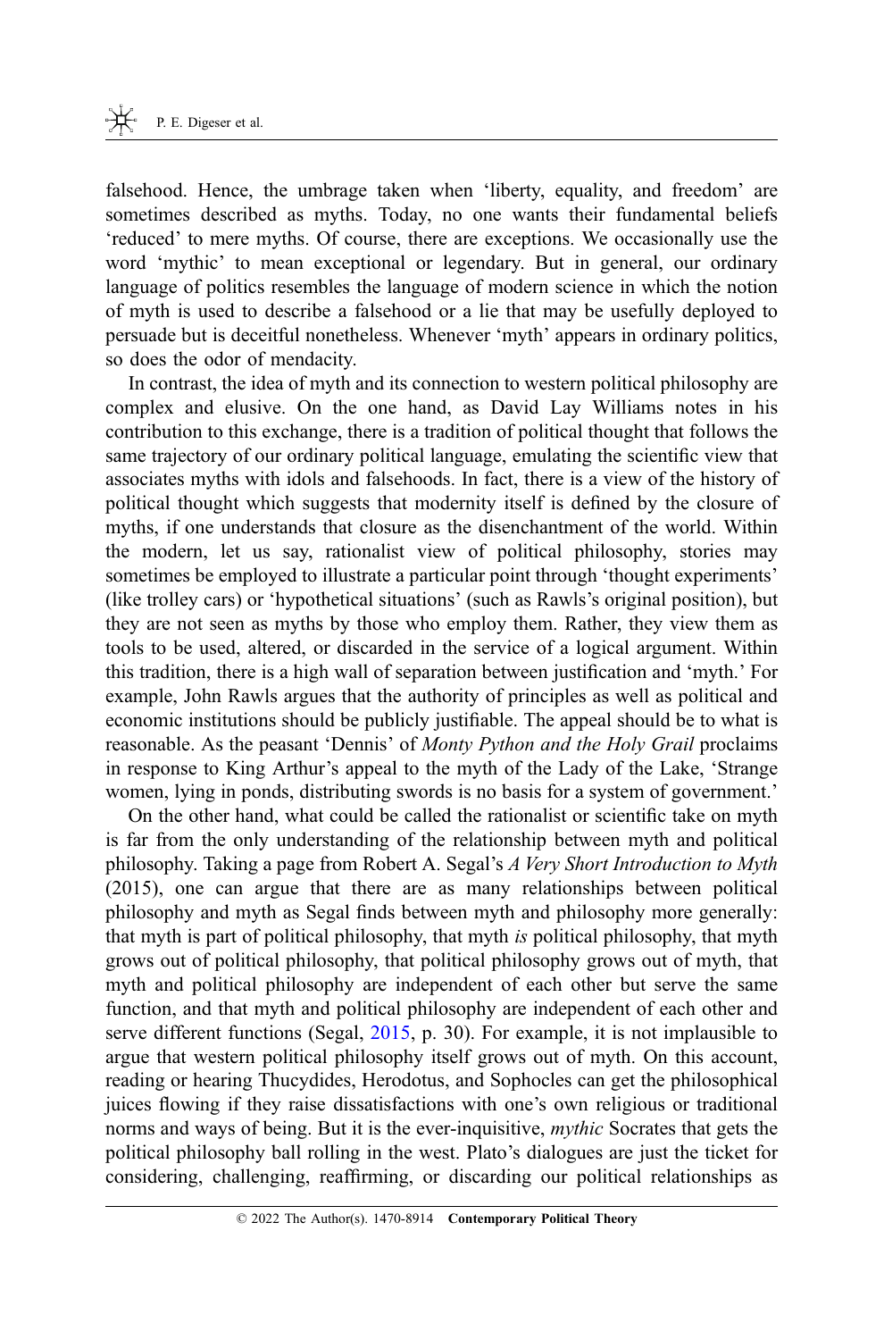falsehood. Hence, the umbrage taken when 'liberty, equality, and freedom' are sometimes described as myths. Today, no one wants their fundamental beliefs 'reduced' to mere myths. Of course, there are exceptions. We occasionally use the word 'mythic' to mean exceptional or legendary. But in general, our ordinary language of politics resembles the language of modern science in which the notion of myth is used to describe a falsehood or a lie that may be usefully deployed to persuade but is deceitful nonetheless. Whenever 'myth' appears in ordinary politics, so does the odor of mendacity.

In contrast, the idea of myth and its connection to western political philosophy are complex and elusive. On the one hand, as David Lay Williams notes in his contribution to this exchange, there is a tradition of political thought that follows the same trajectory of our ordinary political language, emulating the scientific view that associates myths with idols and falsehoods. In fact, there is a view of the history of political thought which suggests that modernity itself is defined by the closure of myths, if one understands that closure as the disenchantment of the world. Within the modern, let us say, rationalist view of political philosophy, stories may sometimes be employed to illustrate a particular point through 'thought experiments' (like trolley cars) or 'hypothetical situations' (such as Rawls's original position), but they are not seen as myths by those who employ them. Rather, they view them as tools to be used, altered, or discarded in the service of a logical argument. Within this tradition, there is a high wall of separation between justification and 'myth.' For example, John Rawls argues that the authority of principles as well as political and economic institutions should be publicly justifiable. The appeal should be to what is reasonable. As the peasant 'Dennis' of *Monty Python and the Holy Grail* proclaims in response to King Arthur's appeal to the myth of the Lady of the Lake, 'Strange women, lying in ponds, distributing swords is no basis for a system of government.'

On the other hand, what could be called the rationalist or scientific take on myth is far from the only understanding of the relationship between myth and political philosophy. Taking a page from Robert A. Segal's *A Very Short Introduction to Myth* (2015), one can argue that there are as many relationships between political philosophy and myth as Segal finds between myth and philosophy more generally: that myth is part of political philosophy, that myth *is* political philosophy, that myth grows out of political philosophy, that political philosophy grows out of myth, that myth and political philosophy are independent of each other but serve the same function, and that myth and political philosophy are independent of each other and serve different functions (Segal, 2015, p. 30). For example, it is not implausible to argue that western political philosophy itself grows out of myth. On this account, reading or hearing Thucydides, Herodotus, and Sophocles can get the philosophical juices flowing if they raise dissatisfactions with one's own religious or traditional norms and ways of being. But it is the ever-inquisitive, *mythic* Socrates that gets the political philosophy ball rolling in the west. Plato's dialogues are just the ticket for considering, challenging, reaffirming, or discarding our political relationships as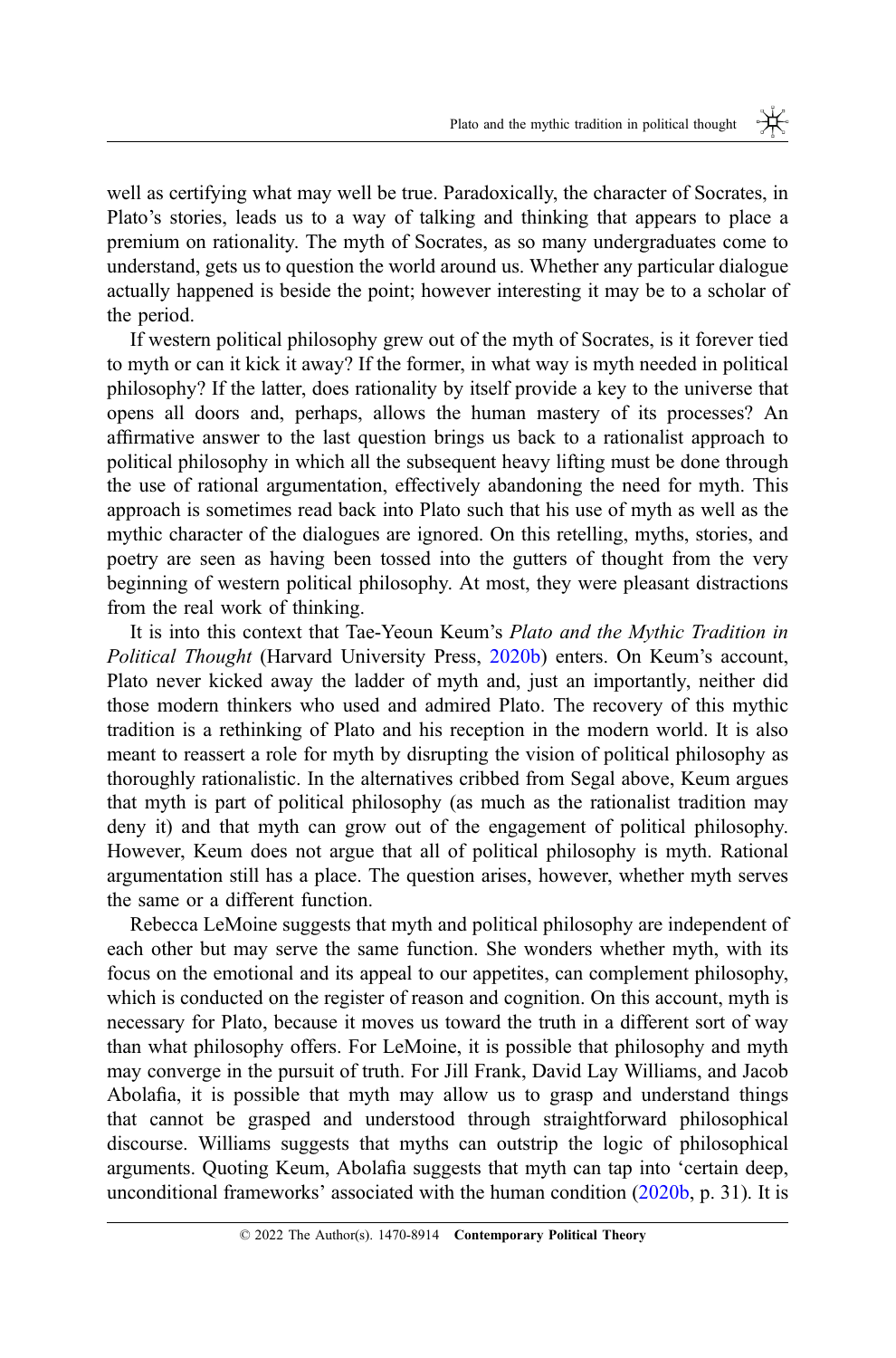well as certifying what may well be true. Paradoxically, the character of Socrates, in Plato's stories, leads us to a way of talking and thinking that appears to place a premium on rationality. The myth of Socrates, as so many undergraduates come to understand, gets us to question the world around us. Whether any particular dialogue actually happened is beside the point; however interesting it may be to a scholar of the period.

If western political philosophy grew out of the myth of Socrates, is it forever tied to myth or can it kick it away? If the former, in what way is myth needed in political philosophy? If the latter, does rationality by itself provide a key to the universe that opens all doors and, perhaps, allows the human mastery of its processes? An affirmative answer to the last question brings us back to a rationalist approach to political philosophy in which all the subsequent heavy lifting must be done through the use of rational argumentation, effectively abandoning the need for myth. This approach is sometimes read back into Plato such that his use of myth as well as the mythic character of the dialogues are ignored. On this retelling, myths, stories, and poetry are seen as having been tossed into the gutters of thought from the very beginning of western political philosophy. At most, they were pleasant distractions from the real work of thinking.

It is into this context that Tae-Yeoun Keum's *Plato and the Mythic Tradition in Political Thought* (Harvard University Press, 2020b) enters. On Keum's account, Plato never kicked away the ladder of myth and, just an importantly, neither did those modern thinkers who used and admired Plato. The recovery of this mythic tradition is a rethinking of Plato and his reception in the modern world. It is also meant to reassert a role for myth by disrupting the vision of political philosophy as thoroughly rationalistic. In the alternatives cribbed from Segal above, Keum argues that myth is part of political philosophy (as much as the rationalist tradition may deny it) and that myth can grow out of the engagement of political philosophy. However, Keum does not argue that all of political philosophy is myth. Rational argumentation still has a place. The question arises, however, whether myth serves the same or a different function.

Rebecca LeMoine suggests that myth and political philosophy are independent of each other but may serve the same function. She wonders whether myth, with its focus on the emotional and its appeal to our appetites, can complement philosophy, which is conducted on the register of reason and cognition. On this account, myth is necessary for Plato, because it moves us toward the truth in a different sort of way than what philosophy offers. For LeMoine, it is possible that philosophy and myth may converge in the pursuit of truth. For Jill Frank, David Lay Williams, and Jacob Abolafia, it is possible that myth may allow us to grasp and understand things that cannot be grasped and understood through straightforward philosophical discourse. Williams suggests that myths can outstrip the logic of philosophical arguments. Quoting Keum, Abolafia suggests that myth can tap into 'certain deep, unconditional frameworks' associated with the human condition (2020b, p. 31). It is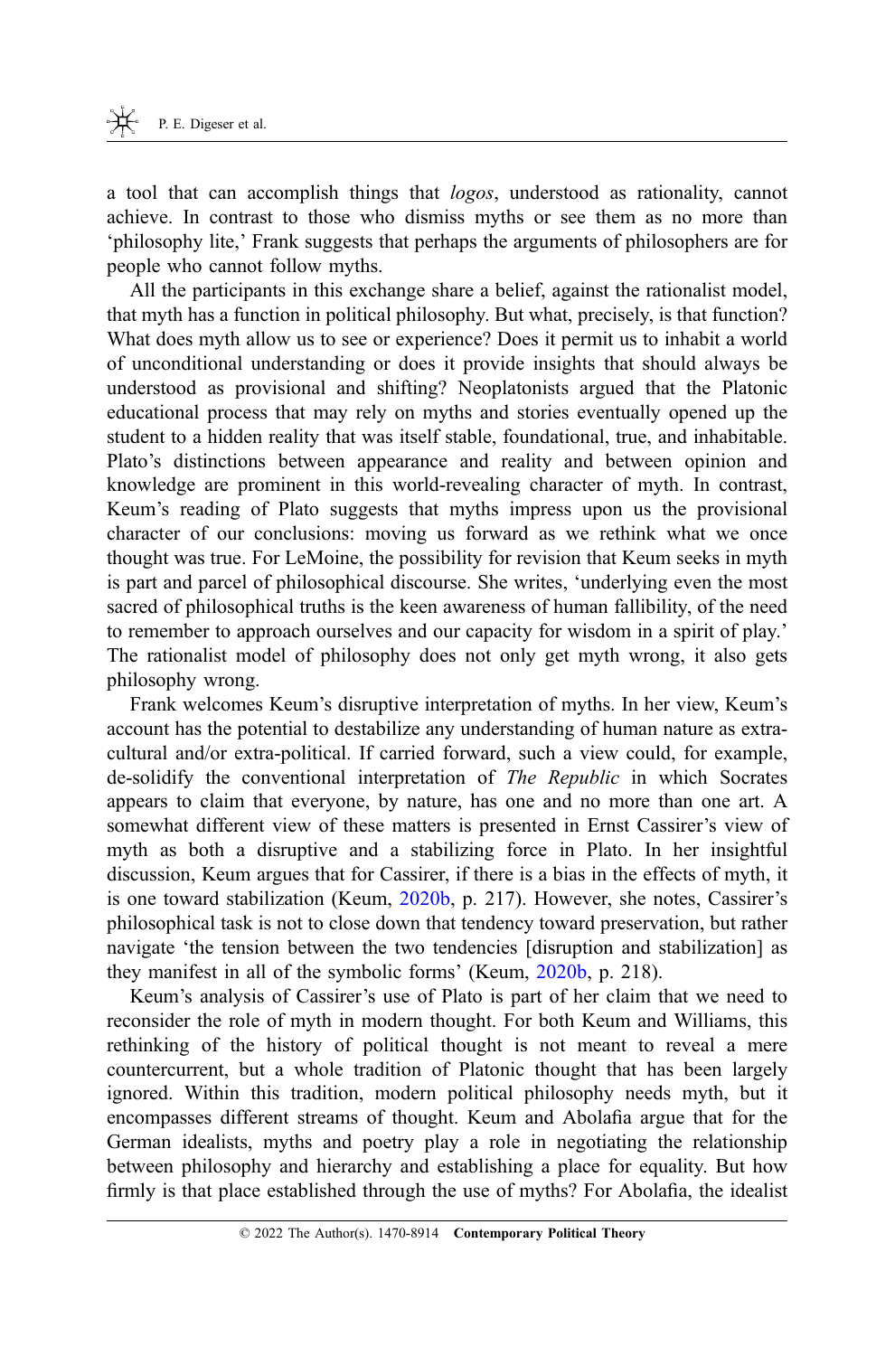a tool that can accomplish things that *logos*, understood as rationality, cannot achieve. In contrast to those who dismiss myths or see them as no more than 'philosophy lite,' Frank suggests that perhaps the arguments of philosophers are for people who cannot follow myths.

All the participants in this exchange share a belief, against the rationalist model, that myth has a function in political philosophy. But what, precisely, is that function? What does myth allow us to see or experience? Does it permit us to inhabit a world of unconditional understanding or does it provide insights that should always be understood as provisional and shifting? Neoplatonists argued that the Platonic educational process that may rely on myths and stories eventually opened up the student to a hidden reality that was itself stable, foundational, true, and inhabitable. Plato's distinctions between appearance and reality and between opinion and knowledge are prominent in this world-revealing character of myth. In contrast, Keum's reading of Plato suggests that myths impress upon us the provisional character of our conclusions: moving us forward as we rethink what we once thought was true. For LeMoine, the possibility for revision that Keum seeks in myth is part and parcel of philosophical discourse. She writes, 'underlying even the most sacred of philosophical truths is the keen awareness of human fallibility, of the need to remember to approach ourselves and our capacity for wisdom in a spirit of play.' The rationalist model of philosophy does not only get myth wrong, it also gets philosophy wrong.

Frank welcomes Keum's disruptive interpretation of myths. In her view, Keum's account has the potential to destabilize any understanding of human nature as extra-cultural and/or extra-political. If carried forward, such a view could, for example, de-solidify the conventional interpretation of *The Republic* in which Socrates appears to claim that everyone, by nature, has one and no more than one art. A somewhat different view of these matters is presented in Ernst Cassirer's view of myth as both a disruptive and a stabilizing force in Plato. In her insightful discussion, Keum argues that for Cassirer, if there is a bias in the effects of myth, it is one toward stabilization (Keum, 2020b, p. 217). However, she notes, Cassirer's philosophical task is not to close down that tendency toward preservation, but rather navigate 'the tension between the two tendencies [disruption and stabilization] as they manifest in all of the symbolic forms' (Keum, 2020b, p. 218).

Keum's analysis of Cassirer's use of Plato is part of her claim that we need to reconsider the role of myth in modern thought. For both Keum and Williams, this rethinking of the history of political thought is not meant to reveal a mere countercurrent, but a whole tradition of Platonic thought that has been largely ignored. Within this tradition, modern political philosophy needs myth, but it encompasses different streams of thought. Keum and Abolafia argue that for the German idealists, myths and poetry play a role in negotiating the relationship between philosophy and hierarchy and establishing a place for equality. But how firmly is that place established through the use of myths? For Abolafia, the idealist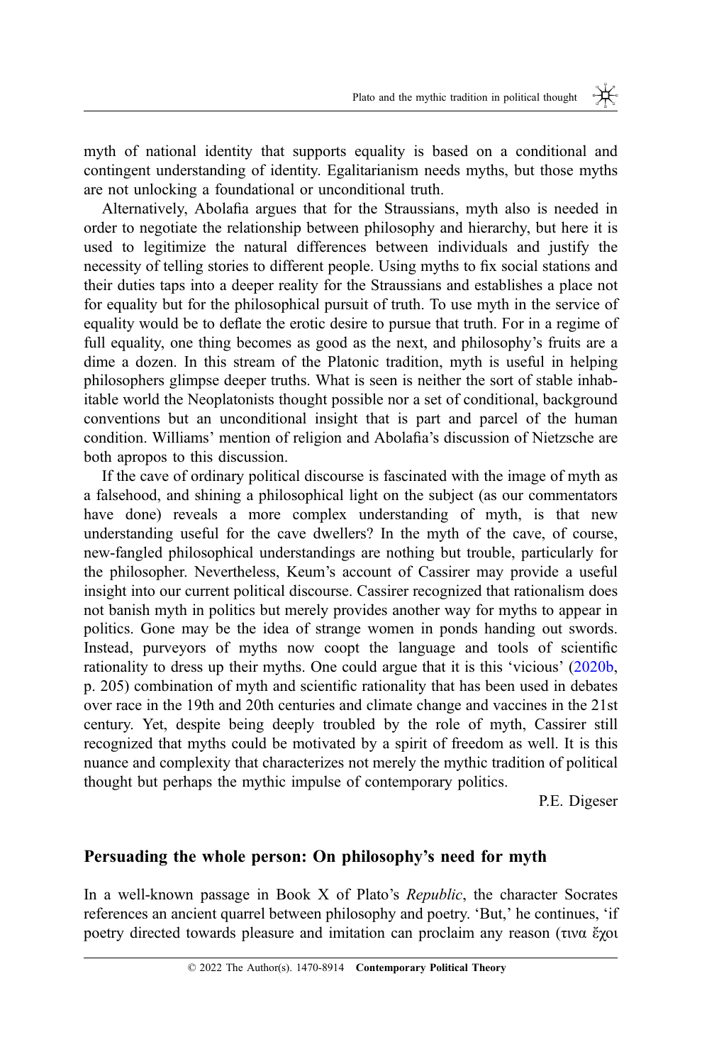myth of national identity that supports equality is based on a conditional and contingent understanding of identity. Egalitarianism needs myths, but those myths are not unlocking a foundational or unconditional truth.

Alternatively, Abolafia argues that for the Straussians, myth also is needed in order to negotiate the relationship between philosophy and hierarchy, but here it is used to legitimize the natural differences between individuals and justify the necessity of telling stories to different people. Using myths to fix social stations and their duties taps into a deeper reality for the Straussians and establishes a place not for equality but for the philosophical pursuit of truth. To use myth in the service of equality would be to deflate the erotic desire to pursue that truth. For in a regime of full equality, one thing becomes as good as the next, and philosophy's fruits are a dime a dozen. In this stream of the Platonic tradition, myth is useful in helping philosophers glimpse deeper truths. What is seen is neither the sort of stable inhabitable world the Neoplatonists thought possible nor a set of conditional, background conventions but an unconditional insight that is part and parcel of the human condition. Williams' mention of religion and Abolafia's discussion of Nietzsche are both apropos to this discussion.

If the cave of ordinary political discourse is fascinated with the image of myth as a falsehood, and shining a philosophical light on the subject (as our commentators have done) reveals a more complex understanding of myth, is that new understanding useful for the cave dwellers? In the myth of the cave, of course, new-fangled philosophical understandings are nothing but trouble, particularly for the philosopher. Nevertheless, Keum's account of Cassirer may provide a useful insight into our current political discourse. Cassirer recognized that rationalism does not banish myth in politics but merely provides another way for myths to appear in politics. Gone may be the idea of strange women in ponds handing out swords. Instead, purveyors of myths now coopt the language and tools of scientific rationality to dress up their myths. One could argue that it is this 'vicious' (2020b, p. 205) combination of myth and scientific rationality that has been used in debates over race in the 19th and 20th centuries and climate change and vaccines in the 21st century. Yet, despite being deeply troubled by the role of myth, Cassirer still recognized that myths could be motivated by a spirit of freedom as well. It is this nuance and complexity that characterizes not merely the mythic tradition of political thought but perhaps the mythic impulse of contemporary politics.

P.E. Digeser

## Persuading the whole person: On philosophy's need for myth

In a well-known passage in Book X of Plato's *Republic*, the character Socrates references an ancient quarrel between philosophy and poetry. 'But,' he continues, 'if poetry directed towards pleasure and imitation can proclaim any reason (τινα ἔχοι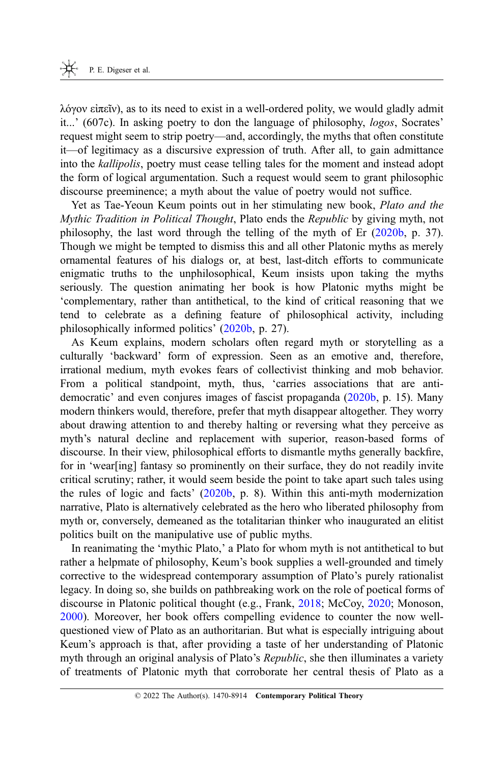λόγον εἰπεῖν), as to its need to exist in a well-ordered polity, we would gladly admit it...' (607c). In asking poetry to don the language of philosophy, *logos*, Socrates' request might seem to strip poetry—and, accordingly, the myths that often constitute it—of legitimacy as a discursive expression of truth. After all, to gain admittance into the *kallipolis*, poetry must cease telling tales for the moment and instead adopt the form of logical argumentation. Such a request would seem to grant philosophic discourse preeminence; a myth about the value of poetry would not suffice.

Yet as Tae-Yeoun Keum points out in her stimulating new book, *Plato and the Mythic Tradition in Political Thought*, Plato ends the *Republic* by giving myth, not philosophy, the last word through the telling of the myth of Er (2020b, p. 37). Though we might be tempted to dismiss this and all other Platonic myths as merely ornamental features of his dialogs or, at best, last-ditch efforts to communicate enigmatic truths to the unphilosophical, Keum insists upon taking the myths seriously. The question animating her book is how Platonic myths might be 'complementary, rather than antithetical, to the kind of critical reasoning that we tend to celebrate as a defining feature of philosophical activity, including philosophically informed politics' (2020b, p. 27).

As Keum explains, modern scholars often regard myth or storytelling as a culturally 'backward' form of expression. Seen as an emotive and, therefore, irrational medium, myth evokes fears of collectivist thinking and mob behavior. From a political standpoint, myth, thus, 'carries associations that are anti-democratic' and even conjures images of fascist propaganda (2020b, p. 15). Many modern thinkers would, therefore, prefer that myth disappear altogether. They worry about drawing attention to and thereby halting or reversing what they perceive as myth's natural decline and replacement with superior, reason-based forms of discourse. In their view, philosophical efforts to dismantle myths generally backfire, for in 'wear[ing] fantasy so prominently on their surface, they do not readily invite critical scrutiny; rather, it would seem beside the point to take apart such tales using the rules of logic and facts' (2020b, p. 8). Within this anti-myth modernization narrative, Plato is alternatively celebrated as the hero who liberated philosophy from myth or, conversely, demeaned as the totalitarian thinker who inaugurated an elitist politics built on the manipulative use of public myths.

In reanimating the 'mythic Plato,' a Plato for whom myth is not antithetical to but rather a helpmate of philosophy, Keum's book supplies a well-grounded and timely corrective to the widespread contemporary assumption of Plato's purely rationalist legacy. In doing so, she builds on pathbreaking work on the role of poetical forms of discourse in Platonic political thought (e.g., Frank, 2018; McCoy, 2020; Monoson, 2000). Moreover, her book offers compelling evidence to counter the now well-questioned view of Plato as an authoritarian. But what is especially intriguing about Keum's approach is that, after providing a taste of her understanding of Platonic myth through an original analysis of Plato's *Republic*, she then illuminates a variety of treatments of Platonic myth that corroborate her central thesis of Plato as a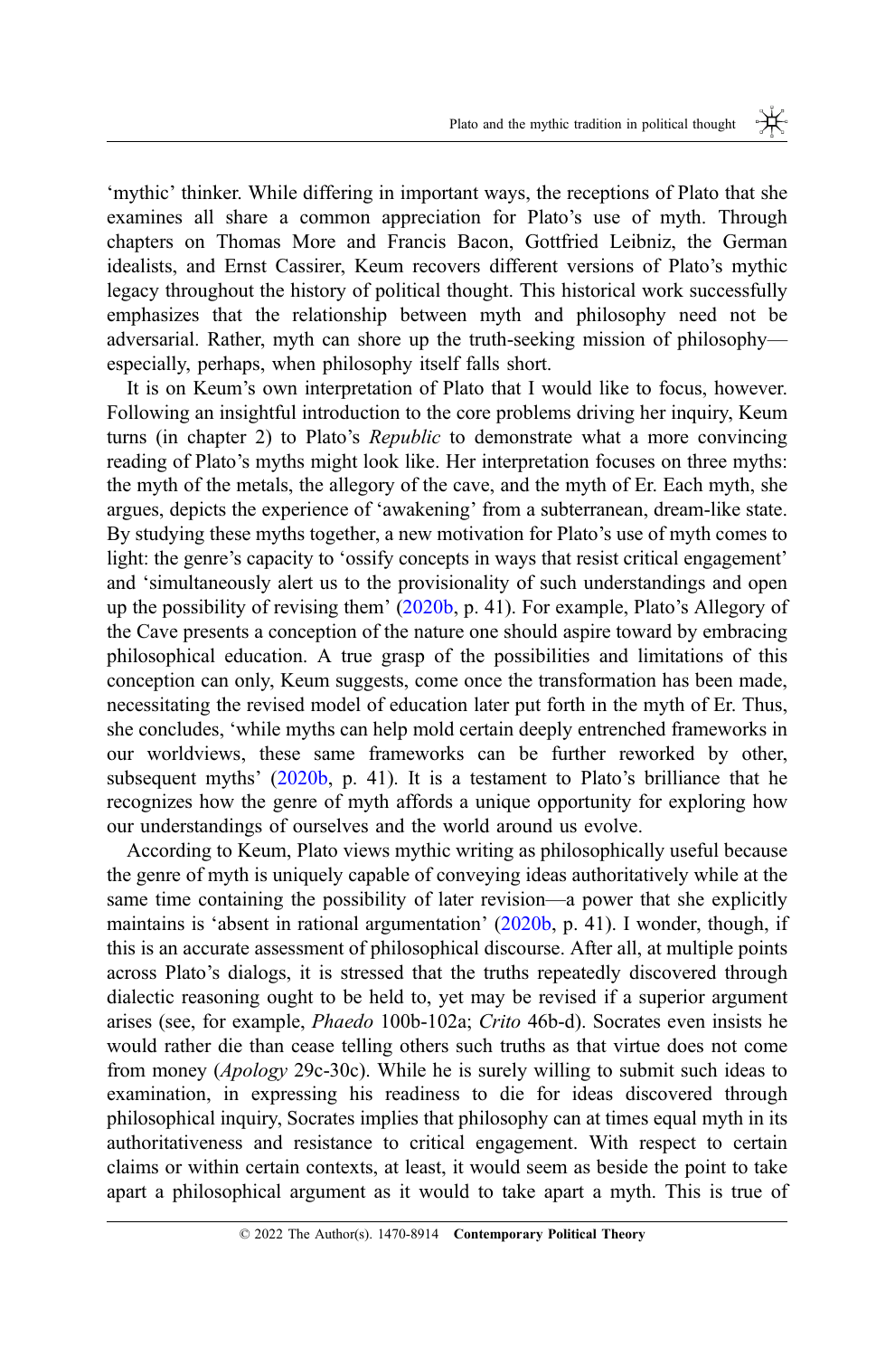'mythic' thinker. While differing in important ways, the receptions of Plato that she examines all share a common appreciation for Plato's use of myth. Through chapters on Thomas More and Francis Bacon, Gottfried Leibniz, the German idealists, and Ernst Cassirer, Keum recovers different versions of Plato's mythic legacy throughout the history of political thought. This historical work successfully emphasizes that the relationship between myth and philosophy need not be adversarial. Rather, myth can shore up the truth-seeking mission of philosophy—especially, perhaps, when philosophy itself falls short.

It is on Keum's own interpretation of Plato that I would like to focus, however. Following an insightful introduction to the core problems driving her inquiry, Keum turns (in chapter 2) to Plato's *Republic* to demonstrate what a more convincing reading of Plato's myths might look like. Her interpretation focuses on three myths: the myth of the metals, the allegory of the cave, and the myth of Er. Each myth, she argues, depicts the experience of 'awakening' from a subterranean, dream-like state. By studying these myths together, a new motivation for Plato's use of myth comes to light: the genre's capacity to 'ossify concepts in ways that resist critical engagement' and 'simultaneously alert us to the provisionality of such understandings and open up the possibility of revising them' (2020b, p. 41). For example, Plato's Allegory of the Cave presents a conception of the nature one should aspire toward by embracing philosophical education. A true grasp of the possibilities and limitations of this conception can only, Keum suggests, come once the transformation has been made, necessitating the revised model of education later put forth in the myth of Er. Thus, she concludes, 'while myths can help mold certain deeply entrenched frameworks in our worldviews, these same frameworks can be further reworked by other, subsequent myths' (2020b, p. 41). It is a testament to Plato's brilliance that he recognizes how the genre of myth affords a unique opportunity for exploring how our understandings of ourselves and the world around us evolve.

According to Keum, Plato views mythic writing as philosophically useful because the genre of myth is uniquely capable of conveying ideas authoritatively while at the same time containing the possibility of later revision—a power that she explicitly maintains is 'absent in rational argumentation' (2020b, p. 41). I wonder, though, if this is an accurate assessment of philosophical discourse. After all, at multiple points across Plato's dialogs, it is stressed that the truths repeatedly discovered through dialectic reasoning ought to be held to, yet may be revised if a superior argument arises (see, for example, *Phaedo* 100b-102a; *Crito* 46b-d). Socrates even insists he would rather die than cease telling others such truths as that virtue does not come from money (*Apology* 29c-30c). While he is surely willing to submit such ideas to examination, in expressing his readiness to die for ideas discovered through philosophical inquiry, Socrates implies that philosophy can at times equal myth in its authoritativeness and resistance to critical engagement. With respect to certain claims or within certain contexts, at least, it would seem as beside the point to take apart a philosophical argument as it would to take apart a myth. This is true of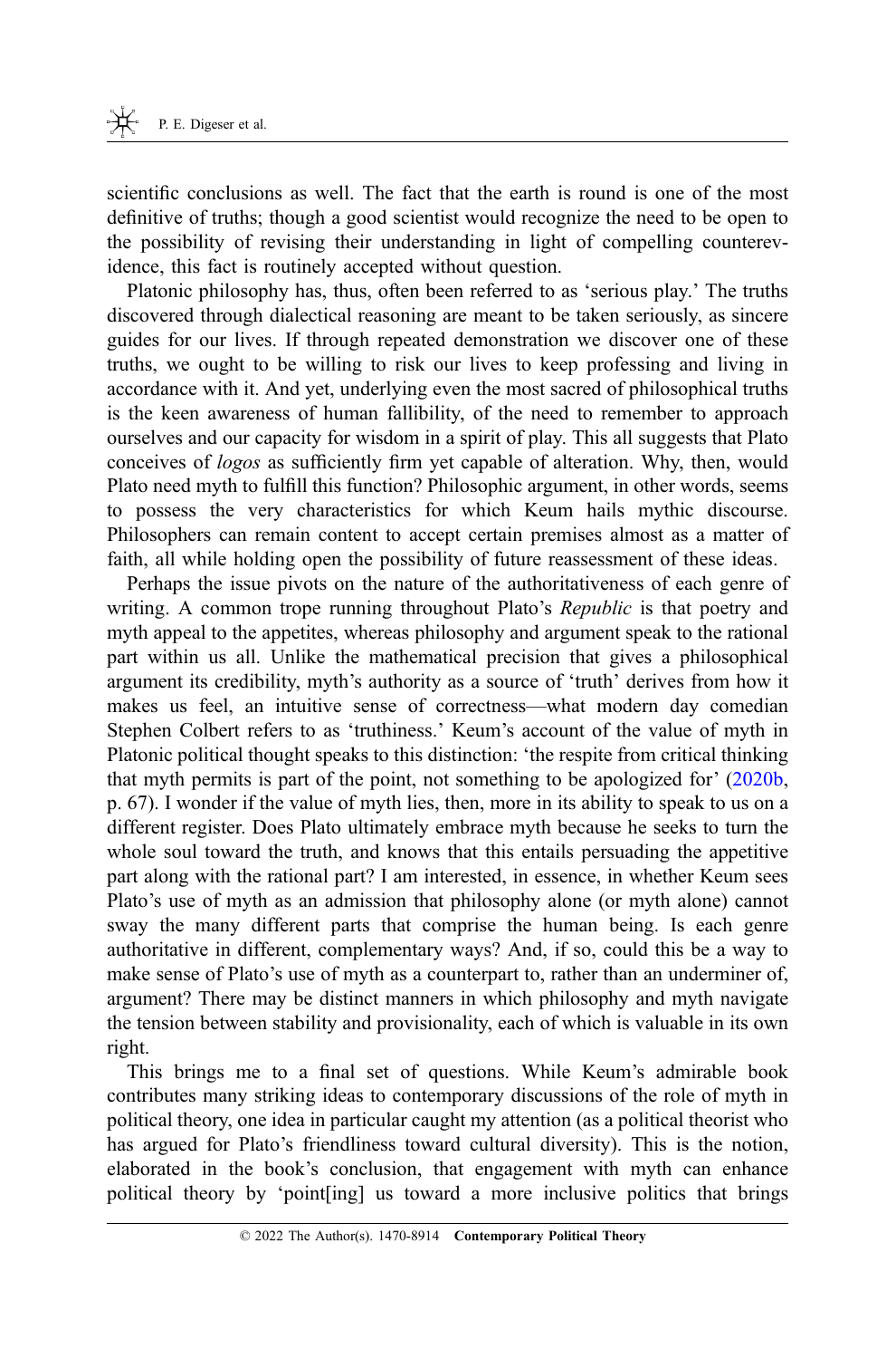scientific conclusions as well. The fact that the earth is round is one of the most definitive of truths; though a good scientist would recognize the need to be open to the possibility of revising their understanding in light of compelling counterevidence, this fact is routinely accepted without question.

Platonic philosophy has, thus, often been referred to as 'serious play.' The truths discovered through dialectical reasoning are meant to be taken seriously, as sincere guides for our lives. If through repeated demonstration we discover one of these truths, we ought to be willing to risk our lives to keep professing and living in accordance with it. And yet, underlying even the most sacred of philosophical truths is the keen awareness of human fallibility, of the need to remember to approach ourselves and our capacity for wisdom in a spirit of play. This all suggests that Plato conceives of *logos* as sufficiently firm yet capable of alteration. Why, then, would Plato need myth to fulfill this function? Philosophic argument, in other words, seems to possess the very characteristics for which Keum hails mythic discourse. Philosophers can remain content to accept certain premises almost as a matter of faith, all while holding open the possibility of future reassessment of these ideas.

Perhaps the issue pivots on the nature of the authoritativeness of each genre of writing. A common trope running throughout Plato's *Republic* is that poetry and myth appeal to the appetites, whereas philosophy and argument speak to the rational part within us all. Unlike the mathematical precision that gives a philosophical argument its credibility, myth's authority as a source of 'truth' derives from how it makes us feel, an intuitive sense of correctness—what modern day comedian Stephen Colbert refers to as 'truthiness.' Keum's account of the value of myth in Platonic political thought speaks to this distinction: 'the respite from critical thinking that myth permits is part of the point, not something to be apologized for' (2020b, p. 67). I wonder if the value of myth lies, then, more in its ability to speak to us on a different register. Does Plato ultimately embrace myth because he seeks to turn the whole soul toward the truth, and knows that this entails persuading the appetitive part along with the rational part? I am interested, in essence, in whether Keum sees Plato's use of myth as an admission that philosophy alone (or myth alone) cannot sway the many different parts that comprise the human being. Is each genre authoritative in different, complementary ways? And, if so, could this be a way to make sense of Plato's use of myth as a counterpart to, rather than an underminer of, argument? There may be distinct manners in which philosophy and myth navigate the tension between stability and provisionality, each of which is valuable in its own right.

This brings me to a final set of questions. While Keum's admirable book contributes many striking ideas to contemporary discussions of the role of myth in political theory, one idea in particular caught my attention (as a political theorist who has argued for Plato's friendliness toward cultural diversity). This is the notion, elaborated in the book's conclusion, that engagement with myth can enhance political theory by 'point[ing] us toward a more inclusive politics that brings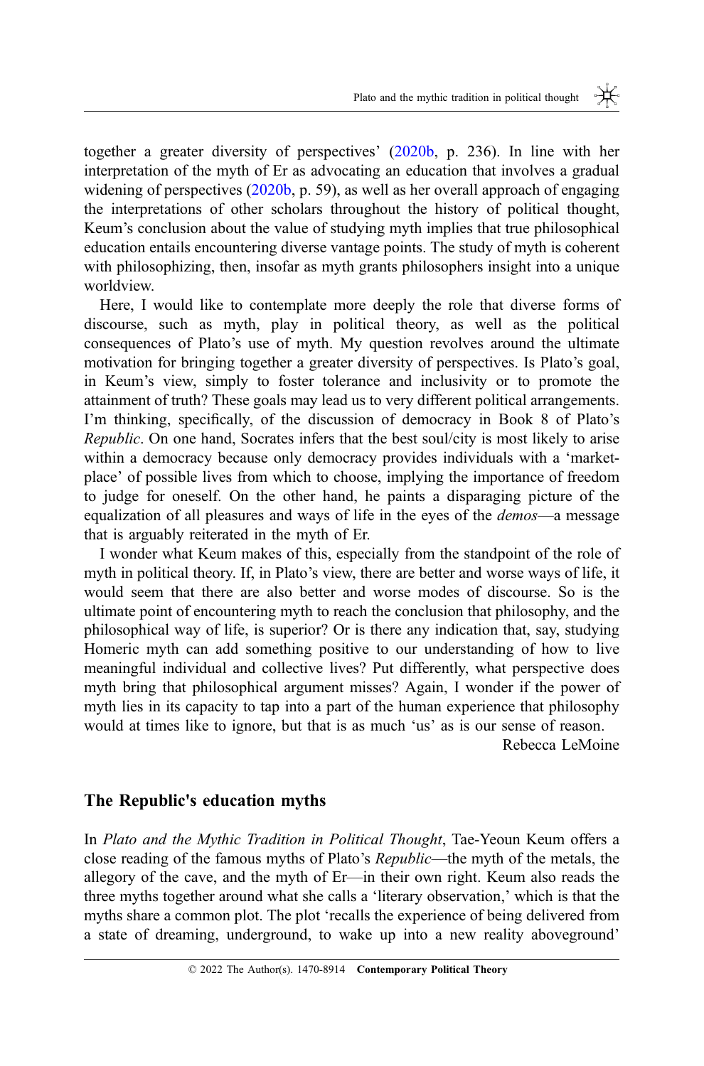together a greater diversity of perspectives' (2020b, p. 236). In line with her interpretation of the myth of Er as advocating an education that involves a gradual widening of perspectives (2020b, p. 59), as well as her overall approach of engaging the interpretations of other scholars throughout the history of political thought, Keum's conclusion about the value of studying myth implies that true philosophical education entails encountering diverse vantage points. The study of myth is coherent with philosophizing, then, insofar as myth grants philosophers insight into a unique worldview.

Here, I would like to contemplate more deeply the role that diverse forms of discourse, such as myth, play in political theory, as well as the political consequences of Plato's use of myth. My question revolves around the ultimate motivation for bringing together a greater diversity of perspectives. Is Plato's goal, in Keum's view, simply to foster tolerance and inclusivity or to promote the attainment of truth? These goals may lead us to very different political arrangements. I'm thinking, specifically, of the discussion of democracy in Book 8 of Plato's *Republic*. On one hand, Socrates infers that the best soul/city is most likely to arise within a democracy because only democracy provides individuals with a 'market-place' of possible lives from which to choose, implying the importance of freedom to judge for oneself. On the other hand, he paints a disparaging picture of the equalization of all pleasures and ways of life in the eyes of the *demos*—a message that is arguably reiterated in the myth of Er.

I wonder what Keum makes of this, especially from the standpoint of the role of myth in political theory. If, in Plato's view, there are better and worse ways of life, it would seem that there are also better and worse modes of discourse. So is the ultimate point of encountering myth to reach the conclusion that philosophy, and the philosophical way of life, is superior? Or is there any indication that, say, studying Homeric myth can add something positive to our understanding of how to live meaningful individual and collective lives? Put differently, what perspective does myth bring that philosophical argument misses? Again, I wonder if the power of myth lies in its capacity to tap into a part of the human experience that philosophy would at times like to ignore, but that is as much 'us' as is our sense of reason.

Rebecca LeMoine

## The Republic's education myths

In *Plato and the Mythic Tradition in Political Thought*, Tae-Yeoun Keum offers a close reading of the famous myths of Plato's *Republic*—the myth of the metals, the allegory of the cave, and the myth of Er—in their own right. Keum also reads the three myths together around what she calls a 'literary observation,' which is that the myths share a common plot. The plot 'recalls the experience of being delivered from a state of dreaming, underground, to wake up into a new reality aboveground'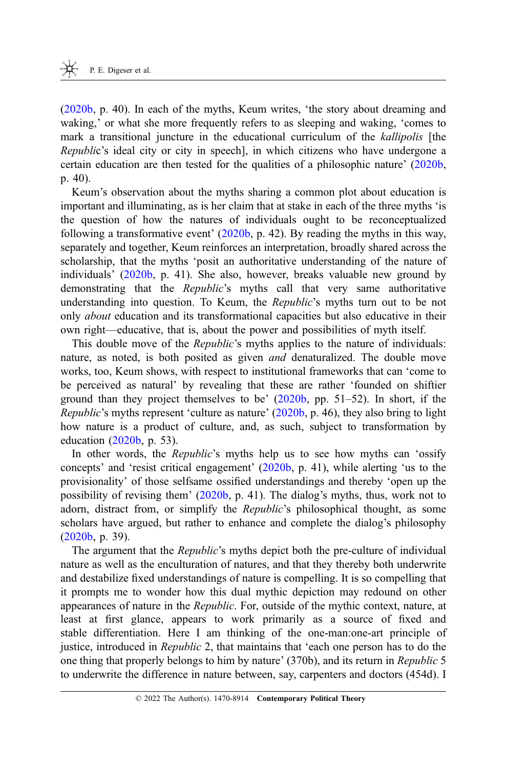(2020b, p. 40). In each of the myths, Keum writes, 'the story about dreaming and waking,' or what she more frequently refers to as sleeping and waking, 'comes to mark a transitional juncture in the educational curriculum of the *kallipolis* [the *Republi*c's ideal city or city in speech], in which citizens who have undergone a certain education are then tested for the qualities of a philosophic nature' (2020b, p. 40).

Keum's observation about the myths sharing a common plot about education is important and illuminating, as is her claim that at stake in each of the three myths 'is the question of how the natures of individuals ought to be reconceptualized following a transformative event' (2020b, p. 42). By reading the myths in this way, separately and together, Keum reinforces an interpretation, broadly shared across the scholarship, that the myths 'posit an authoritative understanding of the nature of individuals' (2020b, p. 41). She also, however, breaks valuable new ground by demonstrating that the *Republic*'s myths call that very same authoritative understanding into question. To Keum, the *Republic*'s myths turn out to be not only *about* education and its transformational capacities but also educative in their own right—educative, that is, about the power and possibilities of myth itself.

This double move of the *Republic*'s myths applies to the nature of individuals: nature, as noted, is both posited as given *and* denaturalized. The double move works, too, Keum shows, with respect to institutional frameworks that can 'come to be perceived as natural' by revealing that these are rather 'founded on shiftier ground than they project themselves to be' (2020b, pp. 51–52). In short, if the *Republic*'s myths represent 'culture as nature' (2020b, p. 46), they also bring to light how nature is a product of culture, and, as such, subject to transformation by education (2020b, p. 53).

In other words, the *Republic*'s myths help us to see how myths can 'ossify concepts' and 'resist critical engagement' (2020b, p. 41), while alerting 'us to the provisionality' of those selfsame ossified understandings and thereby 'open up the possibility of revising them' (2020b, p. 41). The dialog's myths, thus, work not to adorn, distract from, or simplify the *Republic*'s philosophical thought, as some scholars have argued, but rather to enhance and complete the dialog's philosophy (2020b, p. 39).

The argument that the *Republic*'s myths depict both the pre-culture of individual nature as well as the enculturation of natures, and that they thereby both underwrite and destabilize fixed understandings of nature is compelling. It is so compelling that it prompts me to wonder how this dual mythic depiction may redound on other appearances of nature in the *Republic*. For, outside of the mythic context, nature, at least at first glance, appears to work primarily as a source of fixed and stable differentiation. Here I am thinking of the one-man:one-art principle of justice, introduced in *Republic* 2, that maintains that 'each one person has to do the one thing that properly belongs to him by nature' (370b), and its return in *Republic* 5 to underwrite the difference in nature between, say, carpenters and doctors (454d). I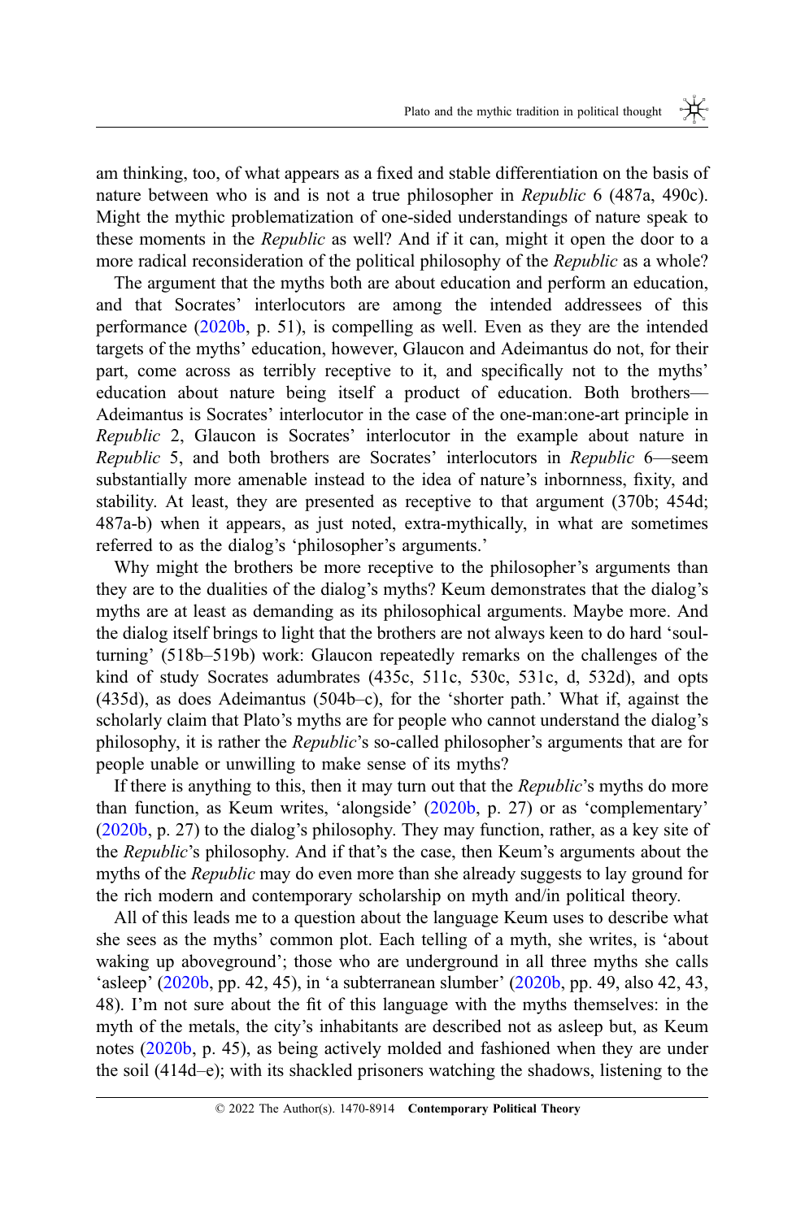am thinking, too, of what appears as a fixed and stable differentiation on the basis of nature between who is and is not a true philosopher in *Republic* 6 (487a, 490c). Might the mythic problematization of one-sided understandings of nature speak to these moments in the *Republic* as well? And if it can, might it open the door to a more radical reconsideration of the political philosophy of the *Republic* as a whole?

The argument that the myths both are about education and perform an education, and that Socrates' interlocutors are among the intended addressees of this performance (2020b, p. 51), is compelling as well. Even as they are the intended targets of the myths' education, however, Glaucon and Adeimantus do not, for their part, come across as terribly receptive to it, and specifically not to the myths' education about nature being itself a product of education. Both brothers—Adeimantus is Socrates' interlocutor in the case of the one-man:one-art principle in *Republic* 2, Glaucon is Socrates' interlocutor in the example about nature in *Republic* 5, and both brothers are Socrates' interlocutors in *Republic* 6—seem substantially more amenable instead to the idea of nature's inbornness, fixity, and stability. At least, they are presented as receptive to that argument (370b; 454d; 487a-b) when it appears, as just noted, extra-mythically, in what are sometimes referred to as the dialog's 'philosopher's arguments.'

Why might the brothers be more receptive to the philosopher's arguments than they are to the dualities of the dialog's myths? Keum demonstrates that the dialog's myths are at least as demanding as its philosophical arguments. Maybe more. And the dialog itself brings to light that the brothers are not always keen to do hard 'soul-turning' (518b–519b) work: Glaucon repeatedly remarks on the challenges of the kind of study Socrates adumbrates (435c, 511c, 530c, 531c, d, 532d), and opts (435d), as does Adeimantus (504b–c), for the 'shorter path.' What if, against the scholarly claim that Plato's myths are for people who cannot understand the dialog's philosophy, it is rather the *Republic*'s so-called philosopher's arguments that are for people unable or unwilling to make sense of its myths?

If there is anything to this, then it may turn out that the *Republic*'s myths do more than function, as Keum writes, 'alongside' (2020b, p. 27) or as 'complementary' (2020b, p. 27) to the dialog's philosophy. They may function, rather, as a key site of the *Republic*'s philosophy. And if that's the case, then Keum's arguments about the myths of the *Republic* may do even more than she already suggests to lay ground for the rich modern and contemporary scholarship on myth and/in political theory.

All of this leads me to a question about the language Keum uses to describe what she sees as the myths' common plot. Each telling of a myth, she writes, is 'about waking up aboveground'; those who are underground in all three myths she calls 'asleep' (2020b, pp. 42, 45), in 'a subterranean slumber' (2020b, pp. 49, also 42, 43, 48). I'm not sure about the fit of this language with the myths themselves: in the myth of the metals, the city's inhabitants are described not as asleep but, as Keum notes (2020b, p. 45), as being actively molded and fashioned when they are under the soil (414d–e); with its shackled prisoners watching the shadows, listening to the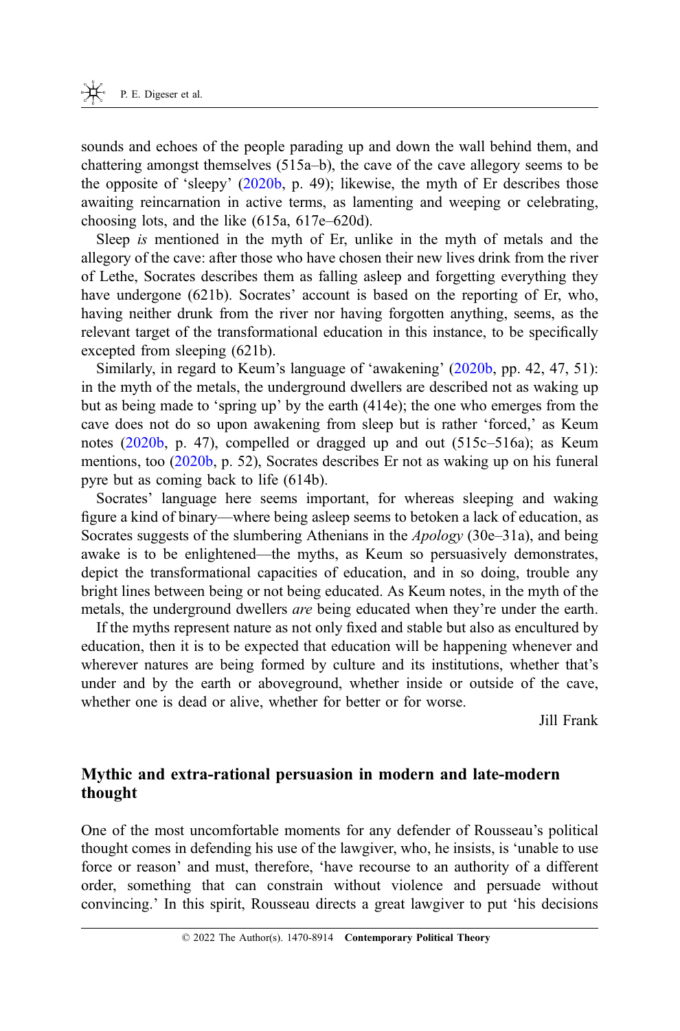sounds and echoes of the people parading up and down the wall behind them, and chattering amongst themselves (515a–b), the cave of the cave allegory seems to be the opposite of 'sleepy' (2020b, p. 49); likewise, the myth of Er describes those awaiting reincarnation in active terms, as lamenting and weeping or celebrating, choosing lots, and the like (615a, 617e–620d).

Sleep *is* mentioned in the myth of Er, unlike in the myth of metals and the allegory of the cave: after those who have chosen their new lives drink from the river of Lethe, Socrates describes them as falling asleep and forgetting everything they have undergone (621b). Socrates' account is based on the reporting of Er, who, having neither drunk from the river nor having forgotten anything, seems, as the relevant target of the transformational education in this instance, to be specifically excepted from sleeping (621b).

Similarly, in regard to Keum's language of 'awakening' (2020b, pp. 42, 47, 51): in the myth of the metals, the underground dwellers are described not as waking up but as being made to 'spring up' by the earth (414e); the one who emerges from the cave does not do so upon awakening from sleep but is rather 'forced,' as Keum notes (2020b, p. 47), compelled or dragged up and out (515c–516a); as Keum mentions, too (2020b, p. 52), Socrates describes Er not as waking up on his funeral pyre but as coming back to life (614b).

Socrates' language here seems important, for whereas sleeping and waking figure a kind of binary—where being asleep seems to betoken a lack of education, as Socrates suggests of the slumbering Athenians in the *Apology* (30e–31a), and being awake is to be enlightened—the myths, as Keum so persuasively demonstrates, depict the transformational capacities of education, and in so doing, trouble any bright lines between being or not being educated. As Keum notes, in the myth of the metals, the underground dwellers *are* being educated when they're under the earth.

If the myths represent nature as not only fixed and stable but also as encultured by education, then it is to be expected that education will be happening whenever and wherever natures are being formed by culture and its institutions, whether that's under and by the earth or aboveground, whether inside or outside of the cave, whether one is dead or alive, whether for better or for worse.

Jill Frank

## Mythic and extra-rational persuasion in modern and late-modern thought

One of the most uncomfortable moments for any defender of Rousseau's political thought comes in defending his use of the lawgiver, who, he insists, is 'unable to use force or reason' and must, therefore, 'have recourse to an authority of a different order, something that can constrain without violence and persuade without convincing.' In this spirit, Rousseau directs a great lawgiver to put 'his decisions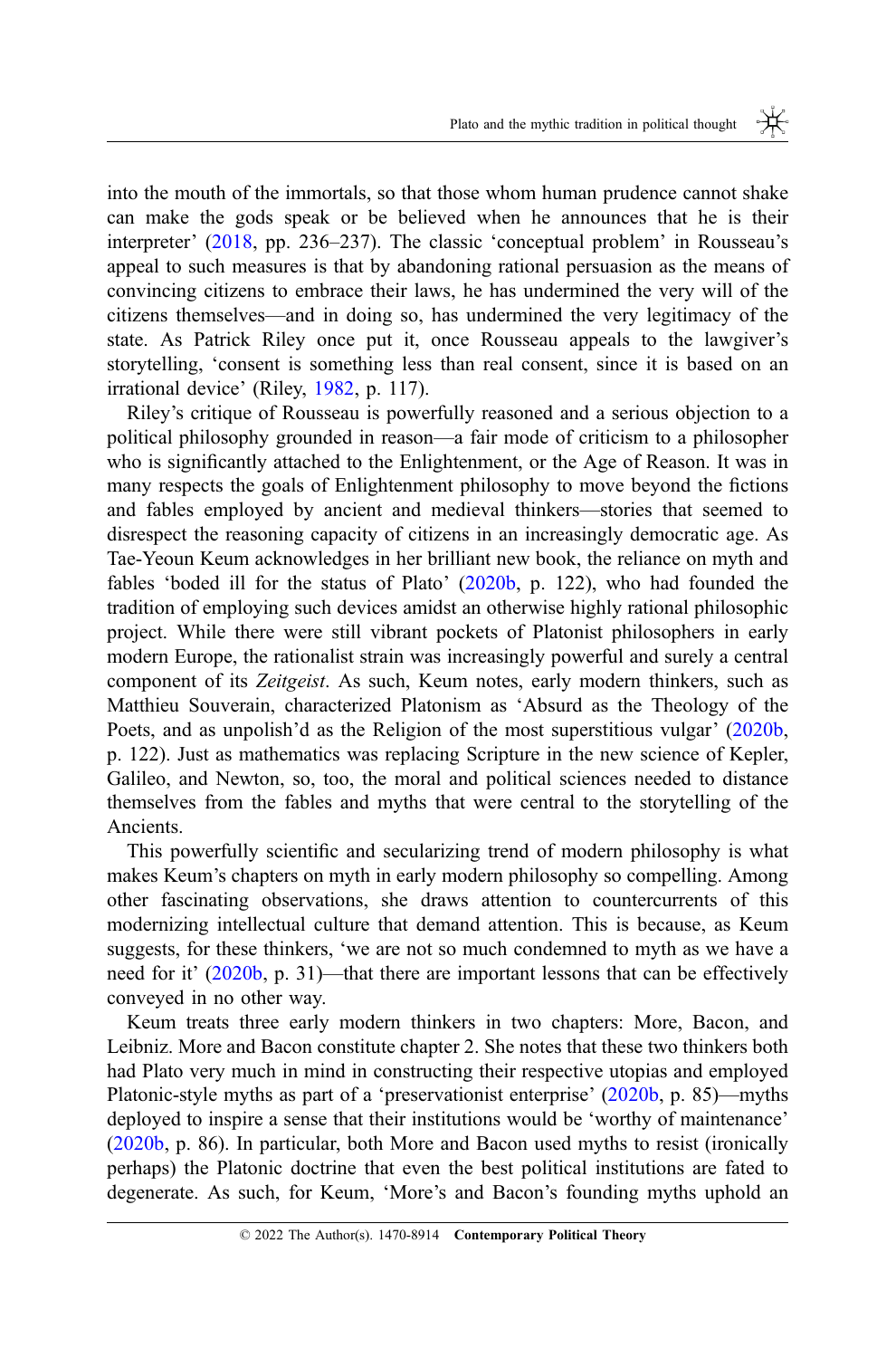into the mouth of the immortals, so that those whom human prudence cannot shake can make the gods speak or be believed when he announces that he is their interpreter' (2018, pp. 236–237). The classic 'conceptual problem' in Rousseau's appeal to such measures is that by abandoning rational persuasion as the means of convincing citizens to embrace their laws, he has undermined the very will of the citizens themselves—and in doing so, has undermined the very legitimacy of the state. As Patrick Riley once put it, once Rousseau appeals to the lawgiver's storytelling, 'consent is something less than real consent, since it is based on an irrational device' (Riley, 1982, p. 117).

Riley's critique of Rousseau is powerfully reasoned and a serious objection to a political philosophy grounded in reason—a fair mode of criticism to a philosopher who is significantly attached to the Enlightenment, or the Age of Reason. It was in many respects the goals of Enlightenment philosophy to move beyond the fictions and fables employed by ancient and medieval thinkers—stories that seemed to disrespect the reasoning capacity of citizens in an increasingly democratic age. As Tae-Yeoun Keum acknowledges in her brilliant new book, the reliance on myth and fables 'boded ill for the status of Plato' (2020b, p. 122), who had founded the tradition of employing such devices amidst an otherwise highly rational philosophic project. While there were still vibrant pockets of Platonist philosophers in early modern Europe, the rationalist strain was increasingly powerful and surely a central component of its *Zeitgeist*. As such, Keum notes, early modern thinkers, such as Matthieu Souverain, characterized Platonism as 'Absurd as the Theology of the Poets, and as unpolish'd as the Religion of the most superstitious vulgar' (2020b, p. 122). Just as mathematics was replacing Scripture in the new science of Kepler, Galileo, and Newton, so, too, the moral and political sciences needed to distance themselves from the fables and myths that were central to the storytelling of the Ancients.

This powerfully scientific and secularizing trend of modern philosophy is what makes Keum's chapters on myth in early modern philosophy so compelling. Among other fascinating observations, she draws attention to countercurrents of this modernizing intellectual culture that demand attention. This is because, as Keum suggests, for these thinkers, 'we are not so much condemned to myth as we have a need for it' (2020b, p. 31)—that there are important lessons that can be effectively conveyed in no other way.

Keum treats three early modern thinkers in two chapters: More, Bacon, and Leibniz. More and Bacon constitute chapter 2. She notes that these two thinkers both had Plato very much in mind in constructing their respective utopias and employed Platonic-style myths as part of a 'preservationist enterprise' (2020b, p. 85)—myths deployed to inspire a sense that their institutions would be 'worthy of maintenance' (2020b, p. 86). In particular, both More and Bacon used myths to resist (ironically perhaps) the Platonic doctrine that even the best political institutions are fated to degenerate. As such, for Keum, 'More's and Bacon's founding myths uphold an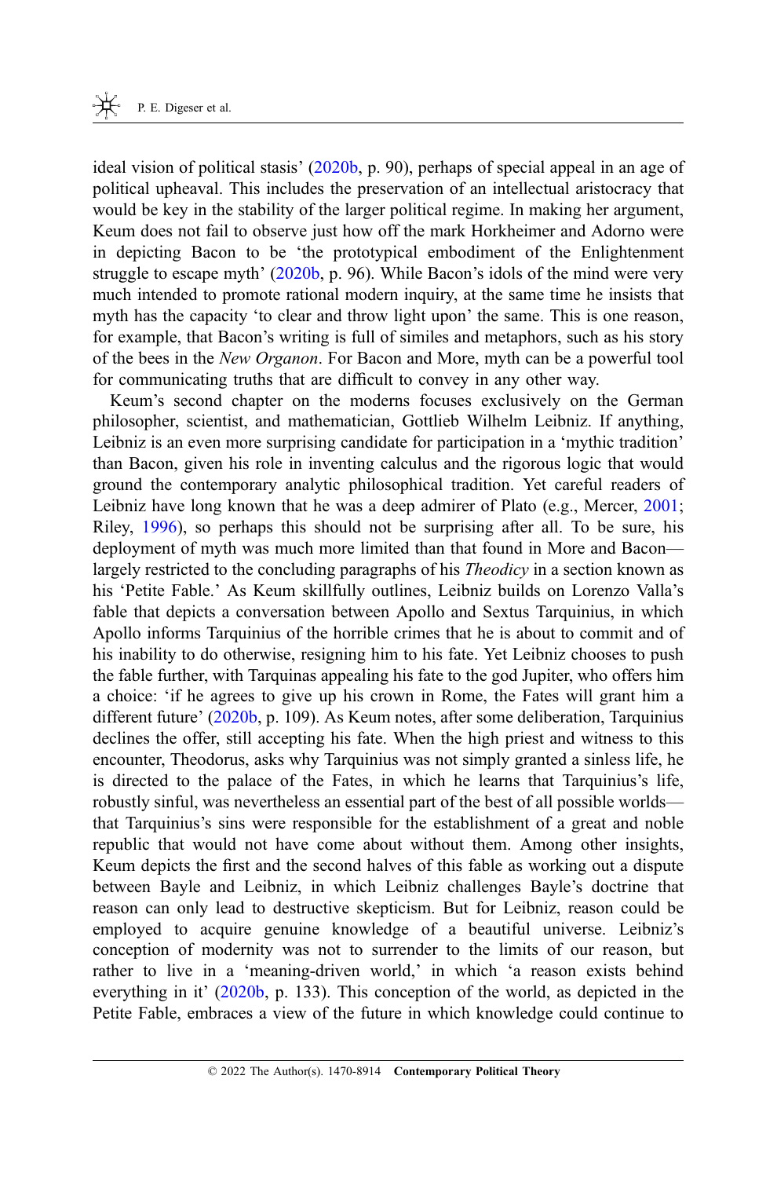ideal vision of political stasis' (2020b, p. 90), perhaps of special appeal in an age of political upheaval. This includes the preservation of an intellectual aristocracy that would be key in the stability of the larger political regime. In making her argument, Keum does not fail to observe just how off the mark Horkheimer and Adorno were in depicting Bacon to be 'the prototypical embodiment of the Enlightenment struggle to escape myth' (2020b, p. 96). While Bacon's idols of the mind were very much intended to promote rational modern inquiry, at the same time he insists that myth has the capacity 'to clear and throw light upon' the same. This is one reason, for example, that Bacon's writing is full of similes and metaphors, such as his story of the bees in the *New Organon*. For Bacon and More, myth can be a powerful tool for communicating truths that are difficult to convey in any other way.

Keum's second chapter on the moderns focuses exclusively on the German philosopher, scientist, and mathematician, Gottlieb Wilhelm Leibniz. If anything, Leibniz is an even more surprising candidate for participation in a 'mythic tradition' than Bacon, given his role in inventing calculus and the rigorous logic that would ground the contemporary analytic philosophical tradition. Yet careful readers of Leibniz have long known that he was a deep admirer of Plato (e.g., Mercer, 2001; Riley, 1996), so perhaps this should not be surprising after all. To be sure, his deployment of myth was much more limited than that found in More and Bacon—largely restricted to the concluding paragraphs of his *Theodicy* in a section known as his 'Petite Fable.' As Keum skillfully outlines, Leibniz builds on Lorenzo Valla's fable that depicts a conversation between Apollo and Sextus Tarquinius, in which Apollo informs Tarquinius of the horrible crimes that he is about to commit and of his inability to do otherwise, resigning him to his fate. Yet Leibniz chooses to push the fable further, with Tarquinas appealing his fate to the god Jupiter, who offers him a choice: 'if he agrees to give up his crown in Rome, the Fates will grant him a different future' (2020b, p. 109). As Keum notes, after some deliberation, Tarquinius declines the offer, still accepting his fate. When the high priest and witness to this encounter, Theodorus, asks why Tarquinius was not simply granted a sinless life, he is directed to the palace of the Fates, in which he learns that Tarquinius's life, robustly sinful, was nevertheless an essential part of the best of all possible worlds—that Tarquinius's sins were responsible for the establishment of a great and noble republic that would not have come about without them. Among other insights, Keum depicts the first and the second halves of this fable as working out a dispute between Bayle and Leibniz, in which Leibniz challenges Bayle's doctrine that reason can only lead to destructive skepticism. But for Leibniz, reason could be employed to acquire genuine knowledge of a beautiful universe. Leibniz's conception of modernity was not to surrender to the limits of our reason, but rather to live in a 'meaning-driven world,' in which 'a reason exists behind everything in it' (2020b, p. 133). This conception of the world, as depicted in the Petite Fable, embraces a view of the future in which knowledge could continue to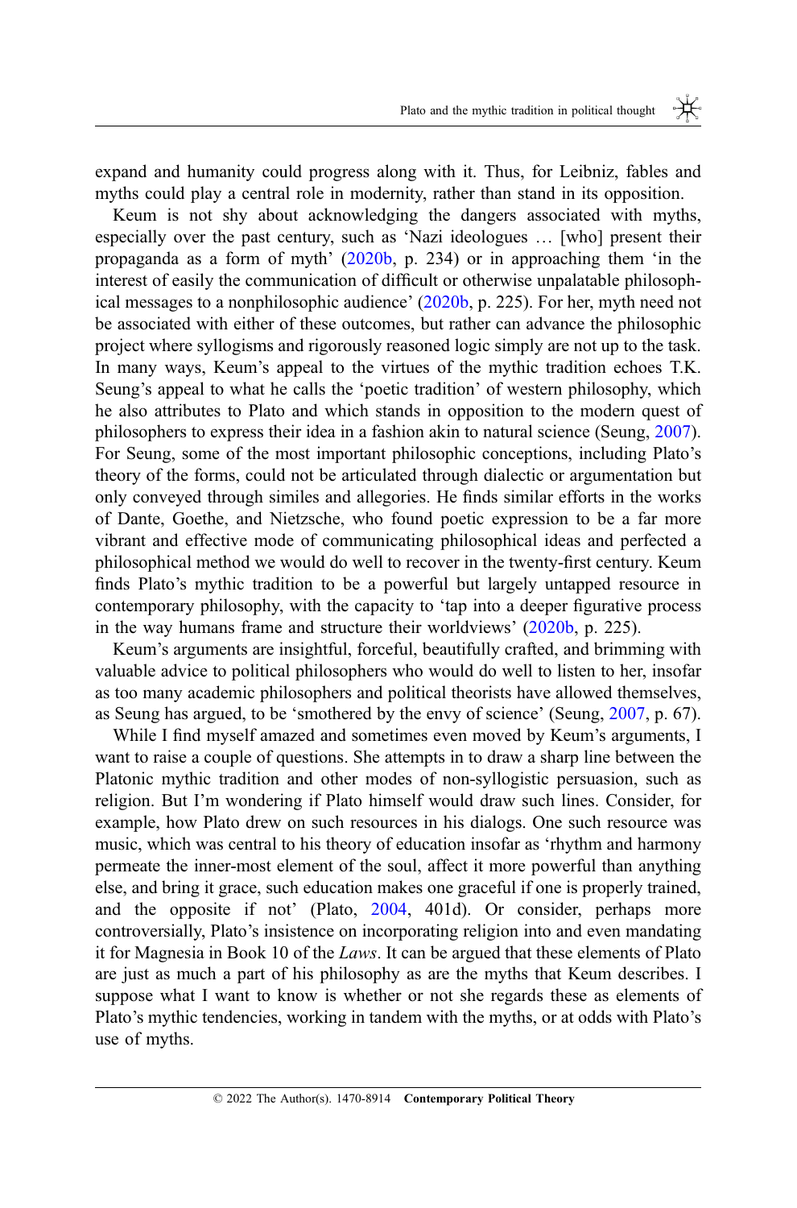expand and humanity could progress along with it. Thus, for Leibniz, fables and myths could play a central role in modernity, rather than stand in its opposition.

Keum is not shy about acknowledging the dangers associated with myths, especially over the past century, such as 'Nazi ideologues … [who] present their propaganda as a form of myth' (2020b, p. 234) or in approaching them 'in the interest of easily the communication of difficult or otherwise unpalatable philosophical messages to a nonphilosophic audience' (2020b, p. 225). For her, myth need not be associated with either of these outcomes, but rather can advance the philosophic project where syllogisms and rigorously reasoned logic simply are not up to the task. In many ways, Keum's appeal to the virtues of the mythic tradition echoes T.K. Seung's appeal to what he calls the 'poetic tradition' of western philosophy, which he also attributes to Plato and which stands in opposition to the modern quest of philosophers to express their idea in a fashion akin to natural science (Seung, 2007). For Seung, some of the most important philosophic conceptions, including Plato's theory of the forms, could not be articulated through dialectic or argumentation but only conveyed through similes and allegories. He finds similar efforts in the works of Dante, Goethe, and Nietzsche, who found poetic expression to be a far more vibrant and effective mode of communicating philosophical ideas and perfected a philosophical method we would do well to recover in the twenty-first century. Keum finds Plato's mythic tradition to be a powerful but largely untapped resource in contemporary philosophy, with the capacity to 'tap into a deeper figurative process in the way humans frame and structure their worldviews' (2020b, p. 225).

Keum's arguments are insightful, forceful, beautifully crafted, and brimming with valuable advice to political philosophers who would do well to listen to her, insofar as too many academic philosophers and political theorists have allowed themselves, as Seung has argued, to be 'smothered by the envy of science' (Seung, 2007, p. 67).

While I find myself amazed and sometimes even moved by Keum's arguments, I want to raise a couple of questions. She attempts in to draw a sharp line between the Platonic mythic tradition and other modes of non-syllogistic persuasion, such as religion. But I'm wondering if Plato himself would draw such lines. Consider, for example, how Plato drew on such resources in his dialogs. One such resource was music, which was central to his theory of education insofar as 'rhythm and harmony permeate the inner-most element of the soul, affect it more powerful than anything else, and bring it grace, such education makes one graceful if one is properly trained, and the opposite if not' (Plato, 2004, 401d). Or consider, perhaps more controversially, Plato's insistence on incorporating religion into and even mandating it for Magnesia in Book 10 of the *Laws*. It can be argued that these elements of Plato are just as much a part of his philosophy as are the myths that Keum describes. I suppose what I want to know is whether or not she regards these as elements of Plato's mythic tendencies, working in tandem with the myths, or at odds with Plato's use of myths.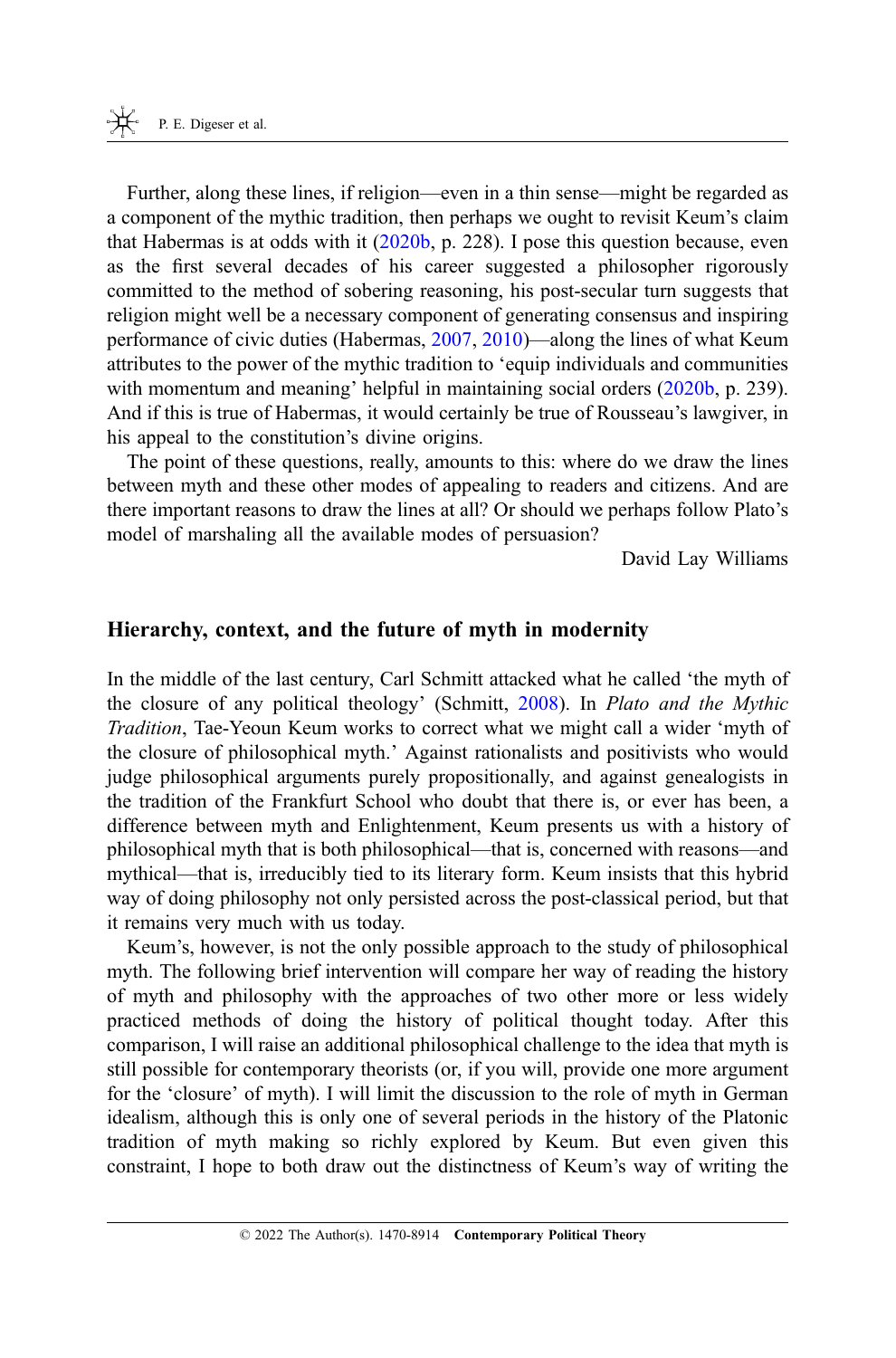Further, along these lines, if religion—even in a thin sense—might be regarded as a component of the mythic tradition, then perhaps we ought to revisit Keum's claim that Habermas is at odds with it (2020b, p. 228). I pose this question because, even as the first several decades of his career suggested a philosopher rigorously committed to the method of sobering reasoning, his post-secular turn suggests that religion might well be a necessary component of generating consensus and inspiring performance of civic duties (Habermas, 2007, 2010)—along the lines of what Keum attributes to the power of the mythic tradition to 'equip individuals and communities with momentum and meaning' helpful in maintaining social orders (2020b, p. 239). And if this is true of Habermas, it would certainly be true of Rousseau's lawgiver, in his appeal to the constitution's divine origins.

The point of these questions, really, amounts to this: where do we draw the lines between myth and these other modes of appealing to readers and citizens. And are there important reasons to draw the lines at all? Or should we perhaps follow Plato's model of marshaling all the available modes of persuasion?

David Lay Williams

## Hierarchy, context, and the future of myth in modernity

In the middle of the last century, Carl Schmitt attacked what he called 'the myth of the closure of any political theology' (Schmitt, 2008). In *Plato and the Mythic Tradition*, Tae-Yeoun Keum works to correct what we might call a wider 'myth of the closure of philosophical myth.' Against rationalists and positivists who would judge philosophical arguments purely propositionally, and against genealogists in the tradition of the Frankfurt School who doubt that there is, or ever has been, a difference between myth and Enlightenment, Keum presents us with a history of philosophical myth that is both philosophical—that is, concerned with reasons—and mythical—that is, irreducibly tied to its literary form. Keum insists that this hybrid way of doing philosophy not only persisted across the post-classical period, but that it remains very much with us today.

Keum's, however, is not the only possible approach to the study of philosophical myth. The following brief intervention will compare her way of reading the history of myth and philosophy with the approaches of two other more or less widely practiced methods of doing the history of political thought today. After this comparison, I will raise an additional philosophical challenge to the idea that myth is still possible for contemporary theorists (or, if you will, provide one more argument for the 'closure' of myth). I will limit the discussion to the role of myth in German idealism, although this is only one of several periods in the history of the Platonic tradition of myth making so richly explored by Keum. But even given this constraint, I hope to both draw out the distinctness of Keum's way of writing the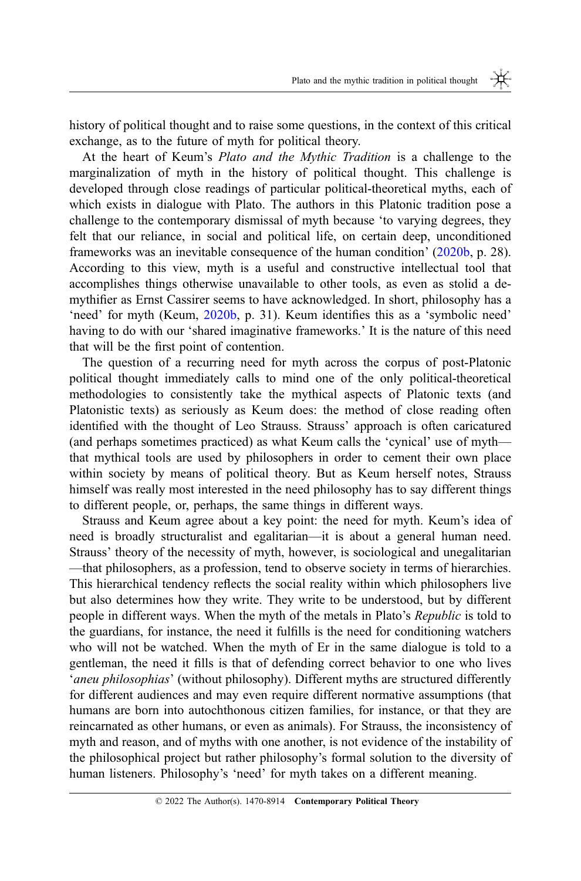history of political thought and to raise some questions, in the context of this critical exchange, as to the future of myth for political theory.

At the heart of Keum's *Plato and the Mythic Tradition* is a challenge to the marginalization of myth in the history of political thought. This challenge is developed through close readings of particular political-theoretical myths, each of which exists in dialogue with Plato. The authors in this Platonic tradition pose a challenge to the contemporary dismissal of myth because 'to varying degrees, they felt that our reliance, in social and political life, on certain deep, unconditioned frameworks was an inevitable consequence of the human condition' (2020b, p. 28). According to this view, myth is a useful and constructive intellectual tool that accomplishes things otherwise unavailable to other tools, as even as stolid a de-mythifier as Ernst Cassirer seems to have acknowledged. In short, philosophy has a 'need' for myth (Keum, 2020b, p. 31). Keum identifies this as a 'symbolic need' having to do with our 'shared imaginative frameworks.' It is the nature of this need that will be the first point of contention.

The question of a recurring need for myth across the corpus of post-Platonic political thought immediately calls to mind one of the only political-theoretical methodologies to consistently take the mythical aspects of Platonic texts (and Platonistic texts) as seriously as Keum does: the method of close reading often identified with the thought of Leo Strauss. Strauss' approach is often caricatured (and perhaps sometimes practiced) as what Keum calls the 'cynical' use of myth—that mythical tools are used by philosophers in order to cement their own place within society by means of political theory. But as Keum herself notes, Strauss himself was really most interested in the need philosophy has to say different things to different people, or, perhaps, the same things in different ways.

Strauss and Keum agree about a key point: the need for myth. Keum's idea of need is broadly structuralist and egalitarian—it is about a general human need. Strauss' theory of the necessity of myth, however, is sociological and unegalitarian—that philosophers, as a profession, tend to observe society in terms of hierarchies. This hierarchical tendency reflects the social reality within which philosophers live but also determines how they write. They write to be understood, but by different people in different ways. When the myth of the metals in Plato's *Republic* is told to the guardians, for instance, the need it fulfills is the need for conditioning watchers who will not be watched. When the myth of Er in the same dialogue is told to a gentleman, the need it fills is that of defending correct behavior to one who lives '*aneu philosophias*' (without philosophy). Different myths are structured differently for different audiences and may even require different normative assumptions (that humans are born into autochthonous citizen families, for instance, or that they are reincarnated as other humans, or even as animals). For Strauss, the inconsistency of myth and reason, and of myths with one another, is not evidence of the instability of the philosophical project but rather philosophy's formal solution to the diversity of human listeners. Philosophy's 'need' for myth takes on a different meaning.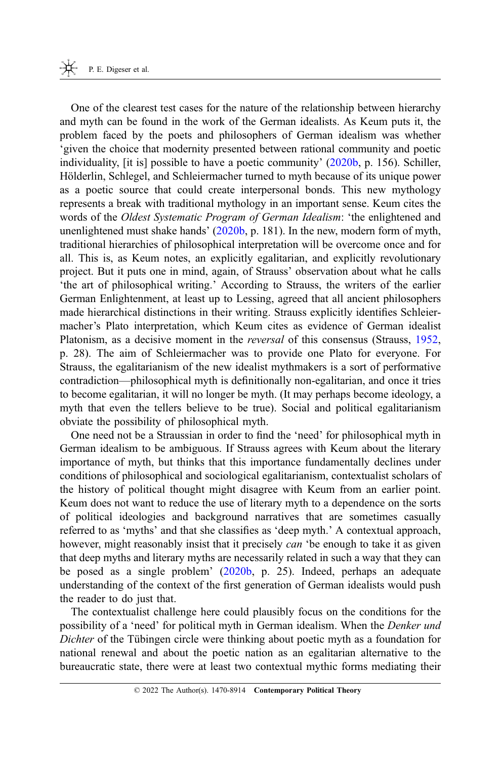One of the clearest test cases for the nature of the relationship between hierarchy and myth can be found in the work of the German idealists. As Keum puts it, the problem faced by the poets and philosophers of German idealism was whether 'given the choice that modernity presented between rational community and poetic individuality, [it is] possible to have a poetic community' (2020b, p. 156). Schiller, Hölderlin, Schlegel, and Schleiermacher turned to myth because of its unique power as a poetic source that could create interpersonal bonds. This new mythology represents a break with traditional mythology in an important sense. Keum cites the words of the *Oldest Systematic Program of German Idealism*: 'the enlightened and unenlightened must shake hands' (2020b, p. 181). In the new, modern form of myth, traditional hierarchies of philosophical interpretation will be overcome once and for all. This is, as Keum notes, an explicitly egalitarian, and explicitly revolutionary project. But it puts one in mind, again, of Strauss' observation about what he calls 'the art of philosophical writing.' According to Strauss, the writers of the earlier German Enlightenment, at least up to Lessing, agreed that all ancient philosophers made hierarchical distinctions in their writing. Strauss explicitly identifies Schleiermacher's Plato interpretation, which Keum cites as evidence of German idealist Platonism, as a decisive moment in the *reversal* of this consensus (Strauss, 1952, p. 28). The aim of Schleiermacher was to provide one Plato for everyone. For Strauss, the egalitarianism of the new idealist mythmakers is a sort of performative contradiction—philosophical myth is definitionally non-egalitarian, and once it tries to become egalitarian, it will no longer be myth. (It may perhaps become ideology, a myth that even the tellers believe to be true). Social and political egalitarianism obviate the possibility of philosophical myth.

One need not be a Straussian in order to find the 'need' for philosophical myth in German idealism to be ambiguous. If Strauss agrees with Keum about the literary importance of myth, but thinks that this importance fundamentally declines under conditions of philosophical and sociological egalitarianism, contextualist scholars of the history of political thought might disagree with Keum from an earlier point. Keum does not want to reduce the use of literary myth to a dependence on the sorts of political ideologies and background narratives that are sometimes casually referred to as 'myths' and that she classifies as 'deep myth.' A contextual approach, however, might reasonably insist that it precisely *can* 'be enough to take it as given that deep myths and literary myths are necessarily related in such a way that they can be posed as a single problem' (2020b, p. 25). Indeed, perhaps an adequate understanding of the context of the first generation of German idealists would push the reader to do just that.

The contextualist challenge here could plausibly focus on the conditions for the possibility of a 'need' for political myth in German idealism. When the *Denker und Dichter* of the Tübingen circle were thinking about poetic myth as a foundation for national renewal and about the poetic nation as an egalitarian alternative to the bureaucratic state, there were at least two contextual mythic forms mediating their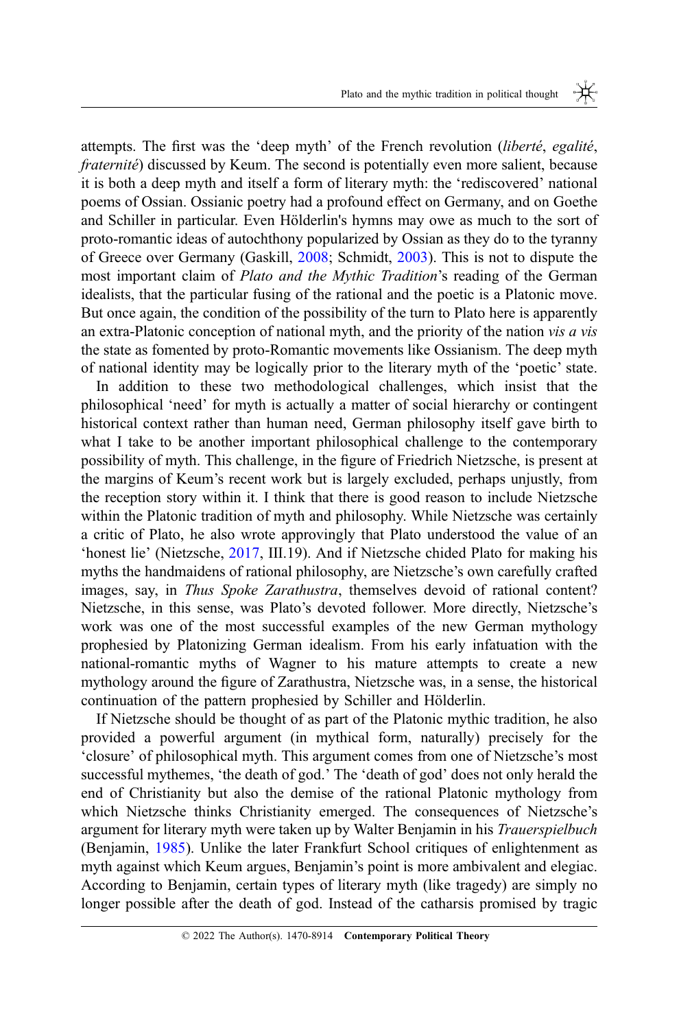attempts. The first was the 'deep myth' of the French revolution (*liberté*, *egalité*, *fraternité*) discussed by Keum. The second is potentially even more salient, because it is both a deep myth and itself a form of literary myth: the 'rediscovered' national poems of Ossian. Ossianic poetry had a profound effect on Germany, and on Goethe and Schiller in particular. Even Hölderlin's hymns may owe as much to the sort of proto-romantic ideas of autochthony popularized by Ossian as they do to the tyranny of Greece over Germany (Gaskill, 2008; Schmidt, 2003). This is not to dispute the most important claim of *Plato and the Mythic Tradition*'s reading of the German idealists, that the particular fusing of the rational and the poetic is a Platonic move. But once again, the condition of the possibility of the turn to Plato here is apparently an extra-Platonic conception of national myth, and the priority of the nation *vis a vis* the state as fomented by proto-Romantic movements like Ossianism. The deep myth of national identity may be logically prior to the literary myth of the 'poetic' state.

In addition to these two methodological challenges, which insist that the philosophical 'need' for myth is actually a matter of social hierarchy or contingent historical context rather than human need, German philosophy itself gave birth to what I take to be another important philosophical challenge to the contemporary possibility of myth. This challenge, in the figure of Friedrich Nietzsche, is present at the margins of Keum's recent work but is largely excluded, perhaps unjustly, from the reception story within it. I think that there is good reason to include Nietzsche within the Platonic tradition of myth and philosophy. While Nietzsche was certainly a critic of Plato, he also wrote approvingly that Plato understood the value of an 'honest lie' (Nietzsche, 2017, III.19). And if Nietzsche chided Plato for making his myths the handmaidens of rational philosophy, are Nietzsche's own carefully crafted images, say, in *Thus Spoke Zarathustra*, themselves devoid of rational content? Nietzsche, in this sense, was Plato's devoted follower. More directly, Nietzsche's work was one of the most successful examples of the new German mythology prophesied by Platonizing German idealism. From his early infatuation with the national-romantic myths of Wagner to his mature attempts to create a new mythology around the figure of Zarathustra, Nietzsche was, in a sense, the historical continuation of the pattern prophesied by Schiller and Hölderlin.

If Nietzsche should be thought of as part of the Platonic mythic tradition, he also provided a powerful argument (in mythical form, naturally) precisely for the 'closure' of philosophical myth. This argument comes from one of Nietzsche's most successful mythemes, 'the death of god.' The 'death of god' does not only herald the end of Christianity but also the demise of the rational Platonic mythology from which Nietzsche thinks Christianity emerged. The consequences of Nietzsche's argument for literary myth were taken up by Walter Benjamin in his *Trauerspielbuch* (Benjamin, 1985). Unlike the later Frankfurt School critiques of enlightenment as myth against which Keum argues, Benjamin's point is more ambivalent and elegiac. According to Benjamin, certain types of literary myth (like tragedy) are simply no longer possible after the death of god. Instead of the catharsis promised by tragic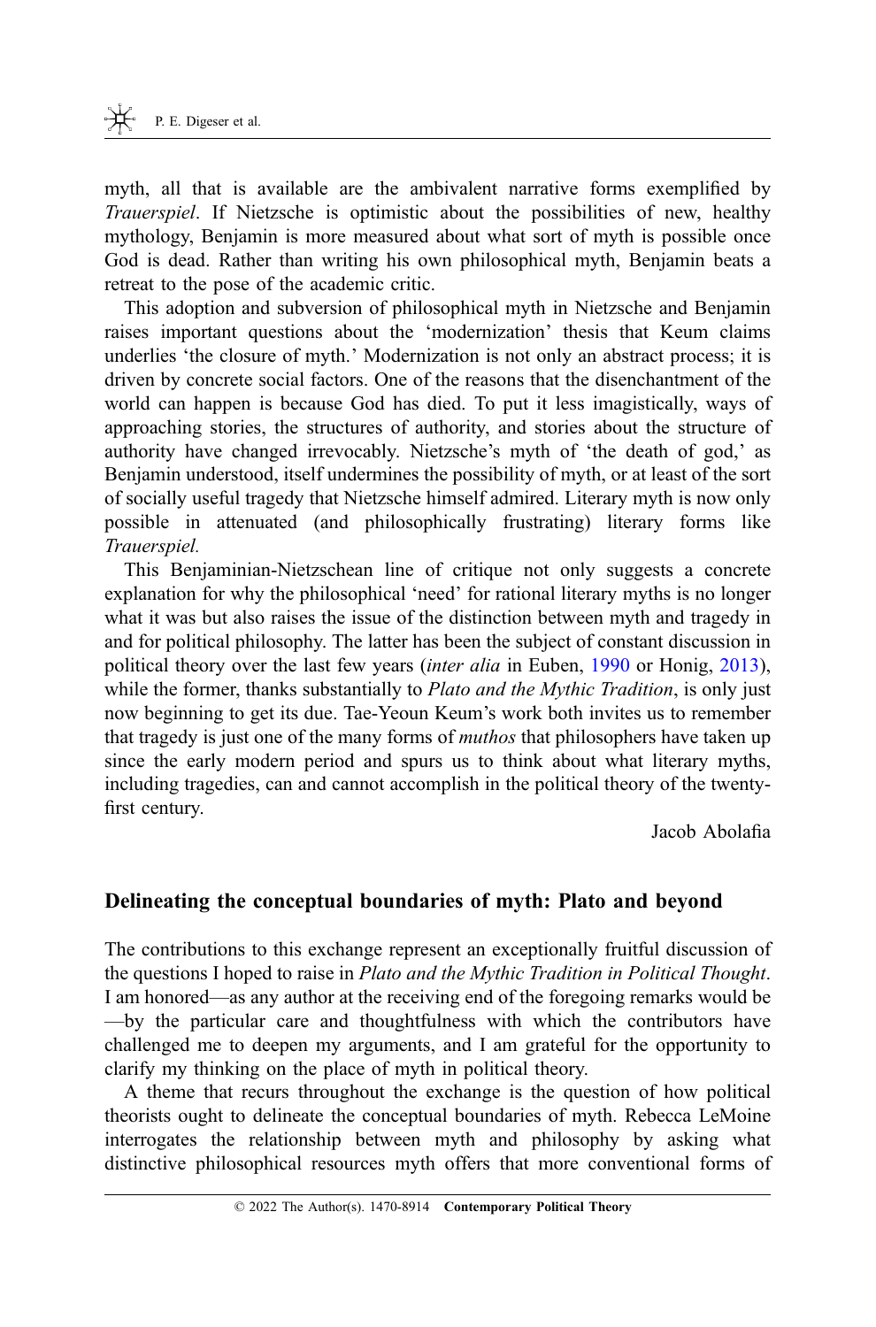myth, all that is available are the ambivalent narrative forms exemplified by *Trauerspiel*. If Nietzsche is optimistic about the possibilities of new, healthy mythology, Benjamin is more measured about what sort of myth is possible once God is dead. Rather than writing his own philosophical myth, Benjamin beats a retreat to the pose of the academic critic.

This adoption and subversion of philosophical myth in Nietzsche and Benjamin raises important questions about the 'modernization' thesis that Keum claims underlies 'the closure of myth.' Modernization is not only an abstract process; it is driven by concrete social factors. One of the reasons that the disenchantment of the world can happen is because God has died. To put it less imagistically, ways of approaching stories, the structures of authority, and stories about the structure of authority have changed irrevocably. Nietzsche's myth of 'the death of god,' as Benjamin understood, itself undermines the possibility of myth, or at least of the sort of socially useful tragedy that Nietzsche himself admired. Literary myth is now only possible in attenuated (and philosophically frustrating) literary forms like *Trauerspiel.*

This Benjaminian-Nietzschean line of critique not only suggests a concrete explanation for why the philosophical 'need' for rational literary myths is no longer what it was but also raises the issue of the distinction between myth and tragedy in and for political philosophy. The latter has been the subject of constant discussion in political theory over the last few years (*inter alia* in Euben, 1990 or Honig, 2013), while the former, thanks substantially to *Plato and the Mythic Tradition*, is only just now beginning to get its due. Tae-Yeoun Keum's work both invites us to remember that tragedy is just one of the many forms of *muthos* that philosophers have taken up since the early modern period and spurs us to think about what literary myths, including tragedies, can and cannot accomplish in the political theory of the twenty-first century.

Jacob Abolafia

## Delineating the conceptual boundaries of myth: Plato and beyond

The contributions to this exchange represent an exceptionally fruitful discussion of the questions I hoped to raise in *Plato and the Mythic Tradition in Political Thought*. I am honored—as any author at the receiving end of the foregoing remarks would be—by the particular care and thoughtfulness with which the contributors have challenged me to deepen my arguments, and I am grateful for the opportunity to clarify my thinking on the place of myth in political theory.

A theme that recurs throughout the exchange is the question of how political theorists ought to delineate the conceptual boundaries of myth. Rebecca LeMoine interrogates the relationship between myth and philosophy by asking what distinctive philosophical resources myth offers that more conventional forms of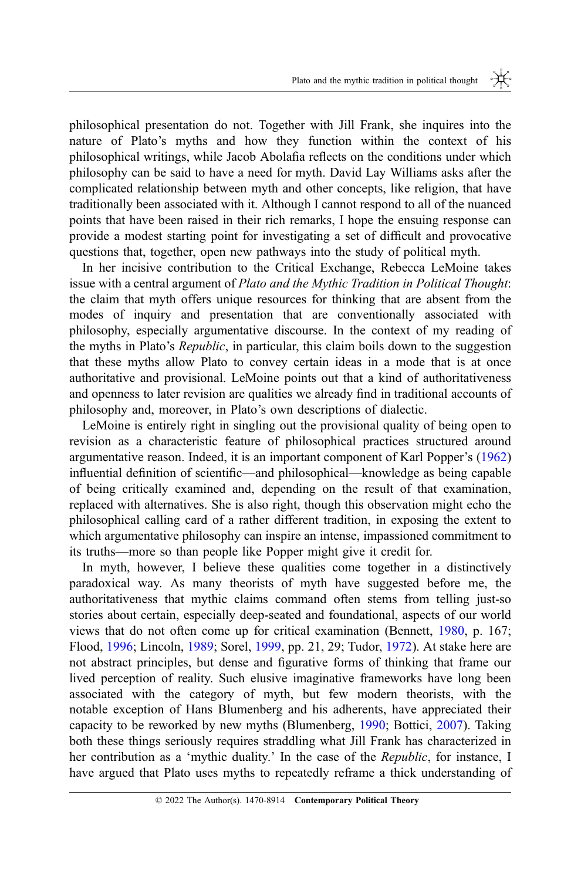philosophical presentation do not. Together with Jill Frank, she inquires into the nature of Plato's myths and how they function within the context of his philosophical writings, while Jacob Abolafia reflects on the conditions under which philosophy can be said to have a need for myth. David Lay Williams asks after the complicated relationship between myth and other concepts, like religion, that have traditionally been associated with it. Although I cannot respond to all of the nuanced points that have been raised in their rich remarks, I hope the ensuing response can provide a modest starting point for investigating a set of difficult and provocative questions that, together, open new pathways into the study of political myth.

In her incisive contribution to the Critical Exchange, Rebecca LeMoine takes issue with a central argument of *Plato and the Mythic Tradition in Political Thought*: the claim that myth offers unique resources for thinking that are absent from the modes of inquiry and presentation that are conventionally associated with philosophy, especially argumentative discourse. In the context of my reading of the myths in Plato's *Republic*, in particular, this claim boils down to the suggestion that these myths allow Plato to convey certain ideas in a mode that is at once authoritative and provisional. LeMoine points out that a kind of authoritativeness and openness to later revision are qualities we already find in traditional accounts of philosophy and, moreover, in Plato's own descriptions of dialectic.

LeMoine is entirely right in singling out the provisional quality of being open to revision as a characteristic feature of philosophical practices structured around argumentative reason. Indeed, it is an important component of Karl Popper's (1962) influential definition of scientific—and philosophical—knowledge as being capable of being critically examined and, depending on the result of that examination, replaced with alternatives. She is also right, though this observation might echo the philosophical calling card of a rather different tradition, in exposing the extent to which argumentative philosophy can inspire an intense, impassioned commitment to its truths—more so than people like Popper might give it credit for.

In myth, however, I believe these qualities come together in a distinctively paradoxical way. As many theorists of myth have suggested before me, the authoritativeness that mythic claims command often stems from telling just-so stories about certain, especially deep-seated and foundational, aspects of our world views that do not often come up for critical examination (Bennett, 1980, p. 167; Flood, 1996; Lincoln, 1989; Sorel, 1999, pp. 21, 29; Tudor, 1972). At stake here are not abstract principles, but dense and figurative forms of thinking that frame our lived perception of reality. Such elusive imaginative frameworks have long been associated with the category of myth, but few modern theorists, with the notable exception of Hans Blumenberg and his adherents, have appreciated their capacity to be reworked by new myths (Blumenberg, 1990; Bottici, 2007). Taking both these things seriously requires straddling what Jill Frank has characterized in her contribution as a 'mythic duality.' In the case of the *Republic*, for instance, I have argued that Plato uses myths to repeatedly reframe a thick understanding of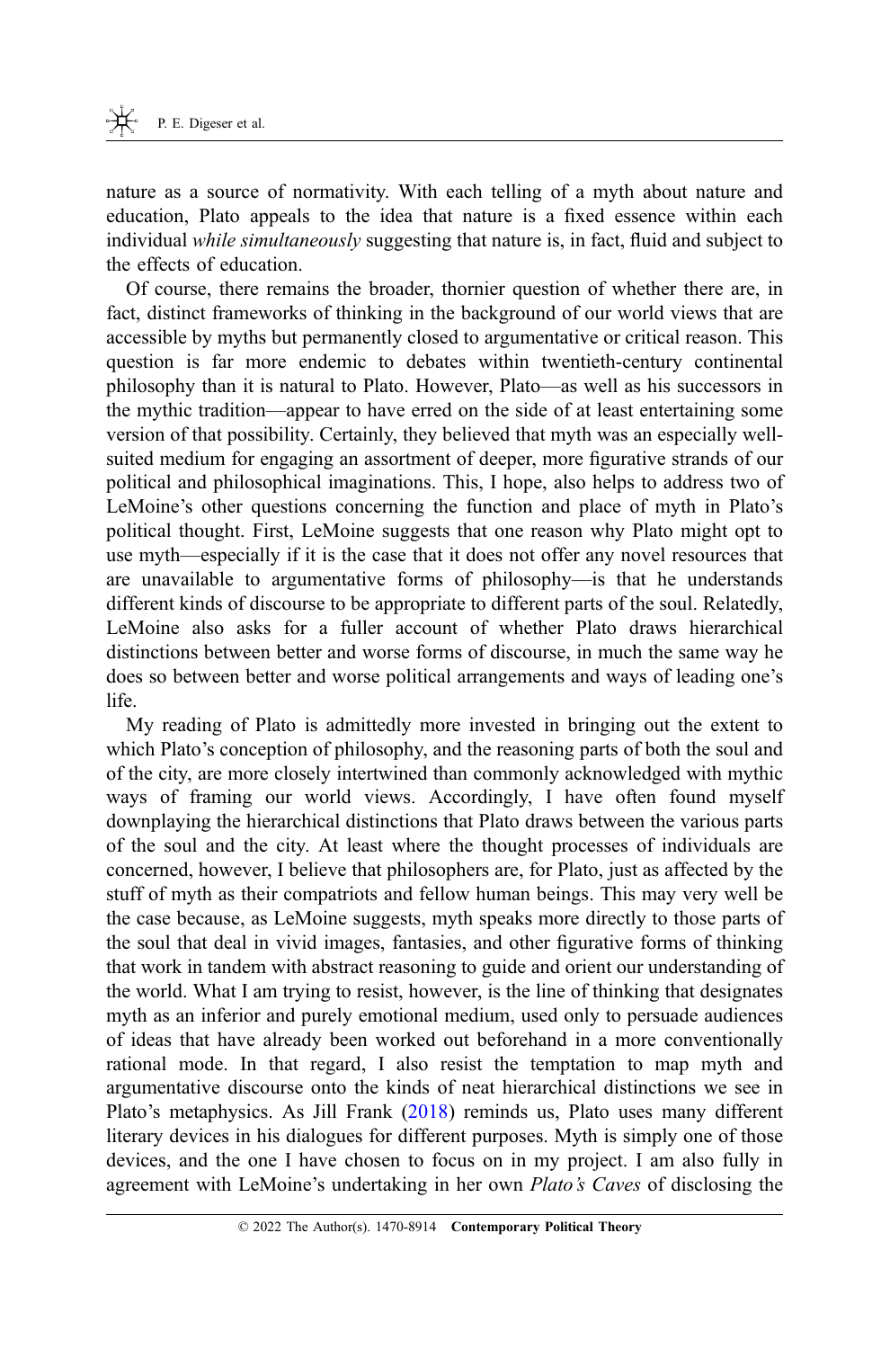nature as a source of normativity. With each telling of a myth about nature and education, Plato appeals to the idea that nature is a fixed essence within each individual *while simultaneously* suggesting that nature is, in fact, fluid and subject to the effects of education.

Of course, there remains the broader, thornier question of whether there are, in fact, distinct frameworks of thinking in the background of our world views that are accessible by myths but permanently closed to argumentative or critical reason. This question is far more endemic to debates within twentieth-century continental philosophy than it is natural to Plato. However, Plato—as well as his successors in the mythic tradition—appear to have erred on the side of at least entertaining some version of that possibility. Certainly, they believed that myth was an especially well-suited medium for engaging an assortment of deeper, more figurative strands of our political and philosophical imaginations. This, I hope, also helps to address two of LeMoine's other questions concerning the function and place of myth in Plato's political thought. First, LeMoine suggests that one reason why Plato might opt to use myth—especially if it is the case that it does not offer any novel resources that are unavailable to argumentative forms of philosophy—is that he understands different kinds of discourse to be appropriate to different parts of the soul. Relatedly, LeMoine also asks for a fuller account of whether Plato draws hierarchical distinctions between better and worse forms of discourse, in much the same way he does so between better and worse political arrangements and ways of leading one's life.

My reading of Plato is admittedly more invested in bringing out the extent to which Plato's conception of philosophy, and the reasoning parts of both the soul and of the city, are more closely intertwined than commonly acknowledged with mythic ways of framing our world views. Accordingly, I have often found myself downplaying the hierarchical distinctions that Plato draws between the various parts of the soul and the city. At least where the thought processes of individuals are concerned, however, I believe that philosophers are, for Plato, just as affected by the stuff of myth as their compatriots and fellow human beings. This may very well be the case because, as LeMoine suggests, myth speaks more directly to those parts of the soul that deal in vivid images, fantasies, and other figurative forms of thinking that work in tandem with abstract reasoning to guide and orient our understanding of the world. What I am trying to resist, however, is the line of thinking that designates myth as an inferior and purely emotional medium, used only to persuade audiences of ideas that have already been worked out beforehand in a more conventionally rational mode. In that regard, I also resist the temptation to map myth and argumentative discourse onto the kinds of neat hierarchical distinctions we see in Plato's metaphysics. As Jill Frank (2018) reminds us, Plato uses many different literary devices in his dialogues for different purposes. Myth is simply one of those devices, and the one I have chosen to focus on in my project. I am also fully in agreement with LeMoine's undertaking in her own *Plato's Caves* of disclosing the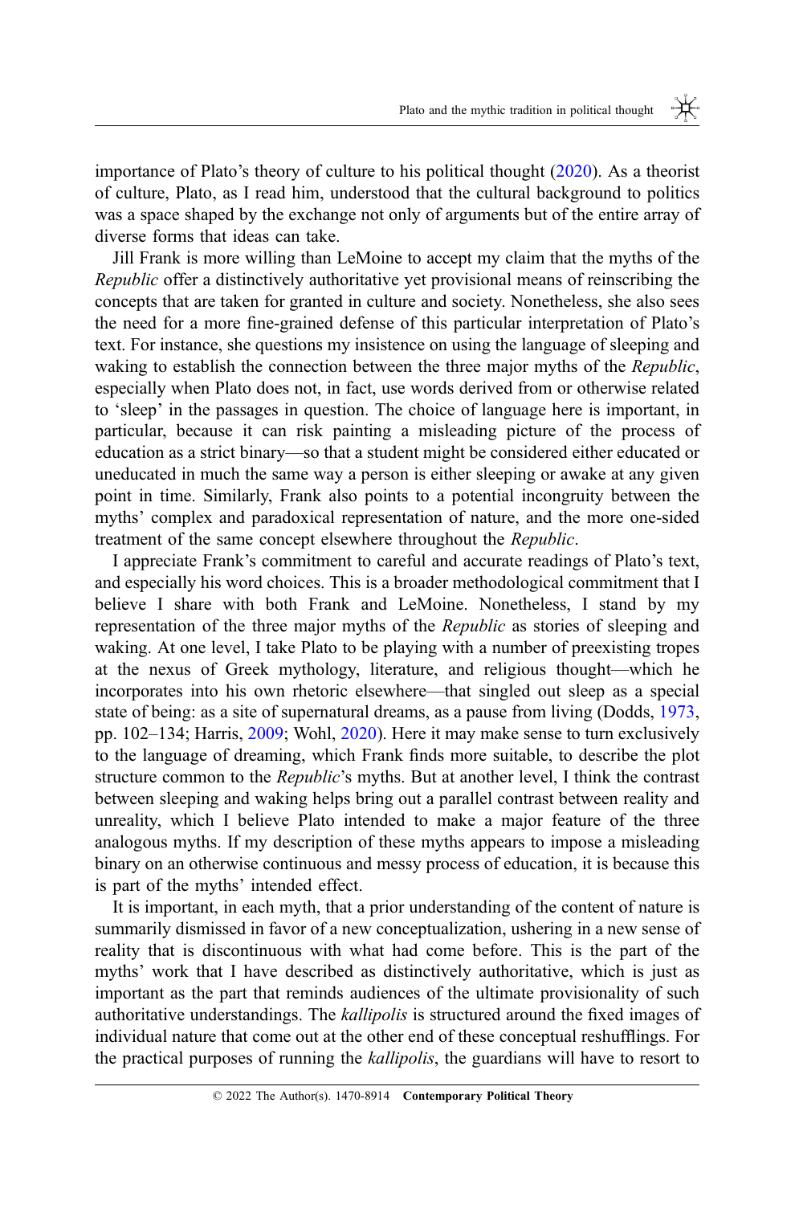importance of Plato's theory of culture to his political thought (2020). As a theorist of culture, Plato, as I read him, understood that the cultural background to politics was a space shaped by the exchange not only of arguments but of the entire array of diverse forms that ideas can take.

Jill Frank is more willing than LeMoine to accept my claim that the myths of the *Republic* offer a distinctively authoritative yet provisional means of reinscribing the concepts that are taken for granted in culture and society. Nonetheless, she also sees the need for a more fine-grained defense of this particular interpretation of Plato's text. For instance, she questions my insistence on using the language of sleeping and waking to establish the connection between the three major myths of the *Republic*, especially when Plato does not, in fact, use words derived from or otherwise related to 'sleep' in the passages in question. The choice of language here is important, in particular, because it can risk painting a misleading picture of the process of education as a strict binary—so that a student might be considered either educated or uneducated in much the same way a person is either sleeping or awake at any given point in time. Similarly, Frank also points to a potential incongruity between the myths' complex and paradoxical representation of nature, and the more one-sided treatment of the same concept elsewhere throughout the *Republic*.

I appreciate Frank's commitment to careful and accurate readings of Plato's text, and especially his word choices. This is a broader methodological commitment that I believe I share with both Frank and LeMoine. Nonetheless, I stand by my representation of the three major myths of the *Republic* as stories of sleeping and waking. At one level, I take Plato to be playing with a number of preexisting tropes at the nexus of Greek mythology, literature, and religious thought—which he incorporates into his own rhetoric elsewhere—that singled out sleep as a special state of being: as a site of supernatural dreams, as a pause from living (Dodds, 1973, pp. 102–134; Harris, 2009; Wohl, 2020). Here it may make sense to turn exclusively to the language of dreaming, which Frank finds more suitable, to describe the plot structure common to the *Republic*'s myths. But at another level, I think the contrast between sleeping and waking helps bring out a parallel contrast between reality and unreality, which I believe Plato intended to make a major feature of the three analogous myths. If my description of these myths appears to impose a misleading binary on an otherwise continuous and messy process of education, it is because this is part of the myths' intended effect.

It is important, in each myth, that a prior understanding of the content of nature is summarily dismissed in favor of a new conceptualization, ushering in a new sense of reality that is discontinuous with what had come before. This is the part of the myths' work that I have described as distinctively authoritative, which is just as important as the part that reminds audiences of the ultimate provisionality of such authoritative understandings. The *kallipolis* is structured around the fixed images of individual nature that come out at the other end of these conceptual reshufflings. For the practical purposes of running the *kallipolis*, the guardians will have to resort to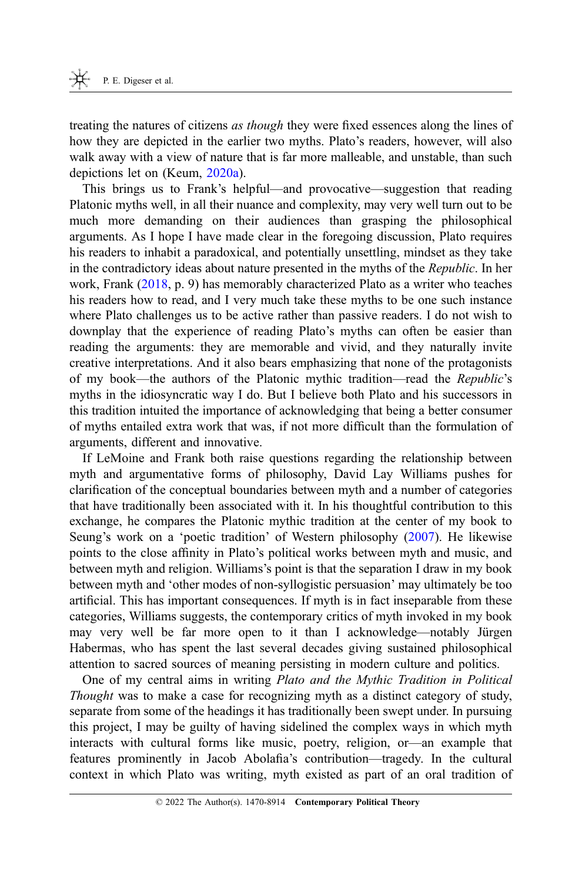treating the natures of citizens *as though* they were fixed essences along the lines of how they are depicted in the earlier two myths. Plato's readers, however, will also walk away with a view of nature that is far more malleable, and unstable, than such depictions let on (Keum, 2020a).

This brings us to Frank's helpful—and provocative—suggestion that reading Platonic myths well, in all their nuance and complexity, may very well turn out to be much more demanding on their audiences than grasping the philosophical arguments. As I hope I have made clear in the foregoing discussion, Plato requires his readers to inhabit a paradoxical, and potentially unsettling, mindset as they take in the contradictory ideas about nature presented in the myths of the *Republic*. In her work, Frank (2018, p. 9) has memorably characterized Plato as a writer who teaches his readers how to read, and I very much take these myths to be one such instance where Plato challenges us to be active rather than passive readers. I do not wish to downplay that the experience of reading Plato's myths can often be easier than reading the arguments: they are memorable and vivid, and they naturally invite creative interpretations. And it also bears emphasizing that none of the protagonists of my book—the authors of the Platonic mythic tradition—read the *Republic*'s myths in the idiosyncratic way I do. But I believe both Plato and his successors in this tradition intuited the importance of acknowledging that being a better consumer of myths entailed extra work that was, if not more difficult than the formulation of arguments, different and innovative.

If LeMoine and Frank both raise questions regarding the relationship between myth and argumentative forms of philosophy, David Lay Williams pushes for clarification of the conceptual boundaries between myth and a number of categories that have traditionally been associated with it. In his thoughtful contribution to this exchange, he compares the Platonic mythic tradition at the center of my book to Seung's work on a 'poetic tradition' of Western philosophy (2007). He likewise points to the close affinity in Plato's political works between myth and music, and between myth and religion. Williams's point is that the separation I draw in my book between myth and 'other modes of non-syllogistic persuasion' may ultimately be too artificial. This has important consequences. If myth is in fact inseparable from these categories, Williams suggests, the contemporary critics of myth invoked in my book may very well be far more open to it than I acknowledge—notably Jürgen Habermas, who has spent the last several decades giving sustained philosophical attention to sacred sources of meaning persisting in modern culture and politics.

One of my central aims in writing *Plato and the Mythic Tradition in Political Thought* was to make a case for recognizing myth as a distinct category of study, separate from some of the headings it has traditionally been swept under. In pursuing this project, I may be guilty of having sidelined the complex ways in which myth interacts with cultural forms like music, poetry, religion, or—an example that features prominently in Jacob Abolafia's contribution—tragedy. In the cultural context in which Plato was writing, myth existed as part of an oral tradition of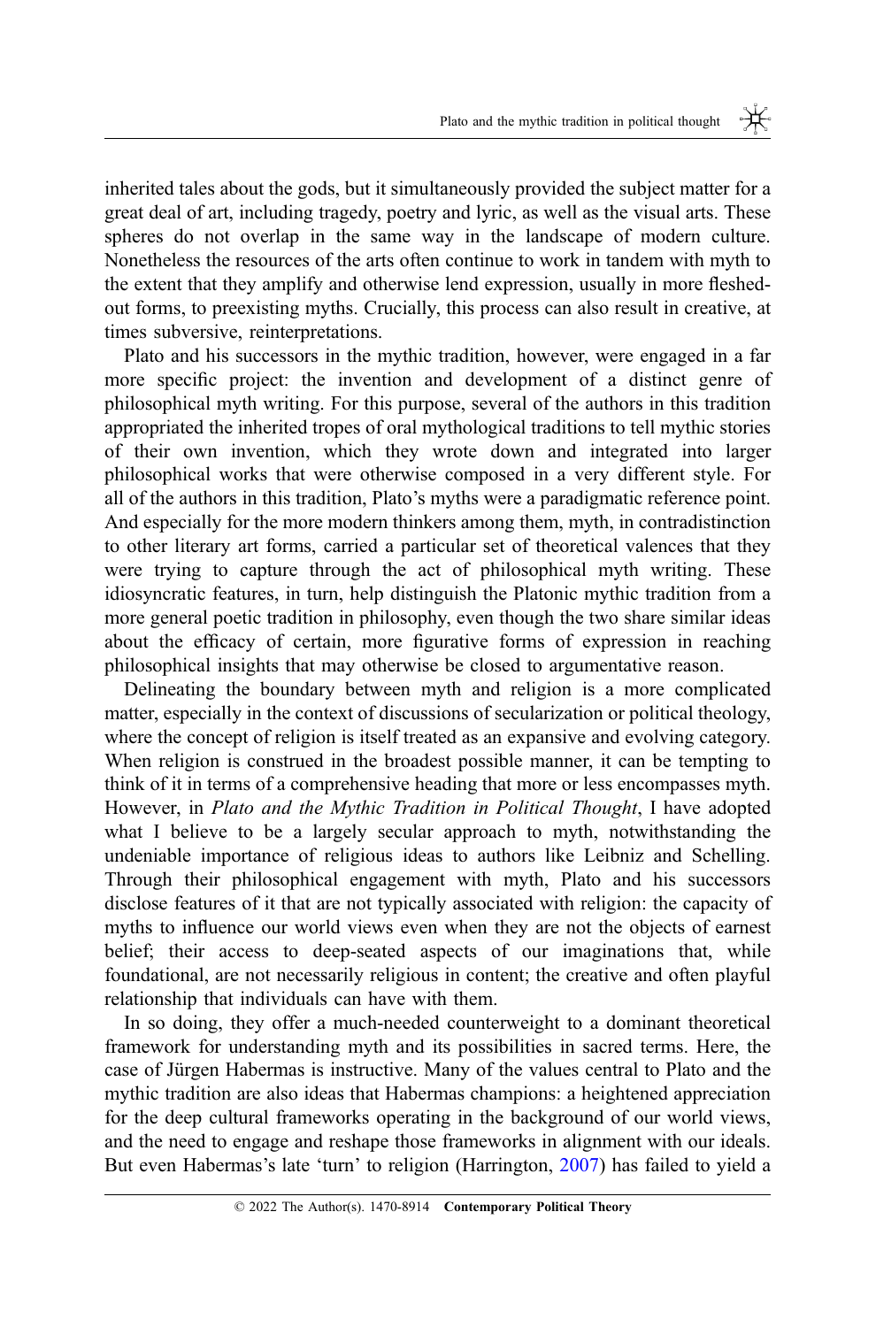inherited tales about the gods, but it simultaneously provided the subject matter for a great deal of art, including tragedy, poetry and lyric, as well as the visual arts. These spheres do not overlap in the same way in the landscape of modern culture. Nonetheless the resources of the arts often continue to work in tandem with myth to the extent that they amplify and otherwise lend expression, usually in more fleshed-out forms, to preexisting myths. Crucially, this process can also result in creative, at times subversive, reinterpretations.

Plato and his successors in the mythic tradition, however, were engaged in a far more specific project: the invention and development of a distinct genre of philosophical myth writing. For this purpose, several of the authors in this tradition appropriated the inherited tropes of oral mythological traditions to tell mythic stories of their own invention, which they wrote down and integrated into larger philosophical works that were otherwise composed in a very different style. For all of the authors in this tradition, Plato's myths were a paradigmatic reference point. And especially for the more modern thinkers among them, myth, in contradistinction to other literary art forms, carried a particular set of theoretical valences that they were trying to capture through the act of philosophical myth writing. These idiosyncratic features, in turn, help distinguish the Platonic mythic tradition from a more general poetic tradition in philosophy, even though the two share similar ideas about the efficacy of certain, more figurative forms of expression in reaching philosophical insights that may otherwise be closed to argumentative reason.

Delineating the boundary between myth and religion is a more complicated matter, especially in the context of discussions of secularization or political theology, where the concept of religion is itself treated as an expansive and evolving category. When religion is construed in the broadest possible manner, it can be tempting to think of it in terms of a comprehensive heading that more or less encompasses myth. However, in *Plato and the Mythic Tradition in Political Thought*, I have adopted what I believe to be a largely secular approach to myth, notwithstanding the undeniable importance of religious ideas to authors like Leibniz and Schelling. Through their philosophical engagement with myth, Plato and his successors disclose features of it that are not typically associated with religion: the capacity of myths to influence our world views even when they are not the objects of earnest belief; their access to deep-seated aspects of our imaginations that, while foundational, are not necessarily religious in content; the creative and often playful relationship that individuals can have with them.

In so doing, they offer a much-needed counterweight to a dominant theoretical framework for understanding myth and its possibilities in sacred terms. Here, the case of Jürgen Habermas is instructive. Many of the values central to Plato and the mythic tradition are also ideas that Habermas champions: a heightened appreciation for the deep cultural frameworks operating in the background of our world views, and the need to engage and reshape those frameworks in alignment with our ideals. But even Habermas's late 'turn' to religion (Harrington, 2007) has failed to yield a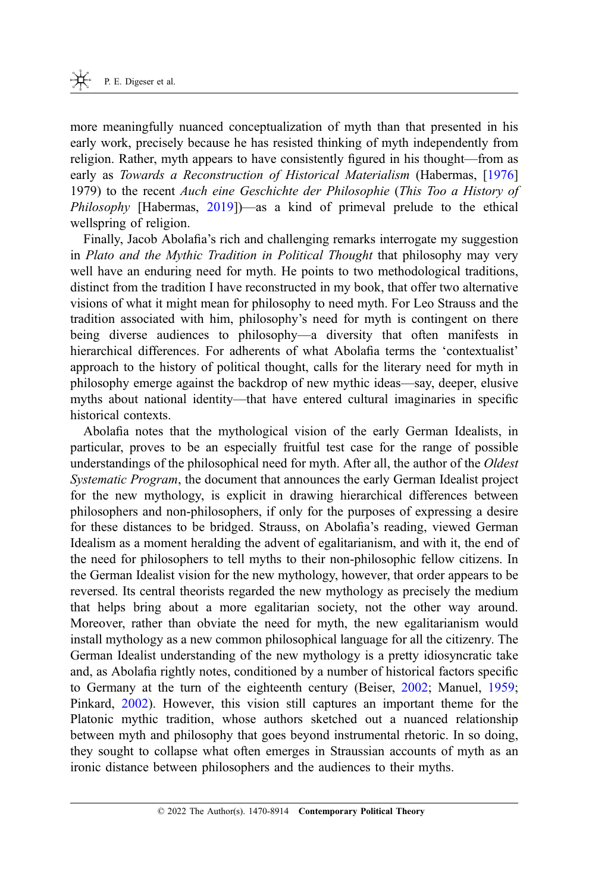more meaningfully nuanced conceptualization of myth than that presented in his early work, precisely because he has resisted thinking of myth independently from religion. Rather, myth appears to have consistently figured in his thought—from as early as *Towards a Reconstruction of Historical Materialism* (Habermas, [1976] 1979) to the recent *Auch eine Geschichte der Philosophie* (*This Too a History of Philosophy* [Habermas, 2019])—as a kind of primeval prelude to the ethical wellspring of religion.

Finally, Jacob Abolafia's rich and challenging remarks interrogate my suggestion in *Plato and the Mythic Tradition in Political Thought* that philosophy may very well have an enduring need for myth. He points to two methodological traditions, distinct from the tradition I have reconstructed in my book, that offer two alternative visions of what it might mean for philosophy to need myth. For Leo Strauss and the tradition associated with him, philosophy's need for myth is contingent on there being diverse audiences to philosophy—a diversity that often manifests in hierarchical differences. For adherents of what Abolafia terms the 'contextualist' approach to the history of political thought, calls for the literary need for myth in philosophy emerge against the backdrop of new mythic ideas—say, deeper, elusive myths about national identity—that have entered cultural imaginaries in specific historical contexts.

Abolafia notes that the mythological vision of the early German Idealists, in particular, proves to be an especially fruitful test case for the range of possible understandings of the philosophical need for myth. After all, the author of the *Oldest Systematic Program*, the document that announces the early German Idealist project for the new mythology, is explicit in drawing hierarchical differences between philosophers and non-philosophers, if only for the purposes of expressing a desire for these distances to be bridged. Strauss, on Abolafia's reading, viewed German Idealism as a moment heralding the advent of egalitarianism, and with it, the end of the need for philosophers to tell myths to their non-philosophic fellow citizens. In the German Idealist vision for the new mythology, however, that order appears to be reversed. Its central theorists regarded the new mythology as precisely the medium that helps bring about a more egalitarian society, not the other way around. Moreover, rather than obviate the need for myth, the new egalitarianism would install mythology as a new common philosophical language for all the citizenry. The German Idealist understanding of the new mythology is a pretty idiosyncratic take and, as Abolafia rightly notes, conditioned by a number of historical factors specific to Germany at the turn of the eighteenth century (Beiser, 2002; Manuel, 1959; Pinkard, 2002). However, this vision still captures an important theme for the Platonic mythic tradition, whose authors sketched out a nuanced relationship between myth and philosophy that goes beyond instrumental rhetoric. In so doing, they sought to collapse what often emerges in Straussian accounts of myth as an ironic distance between philosophers and the audiences to their myths.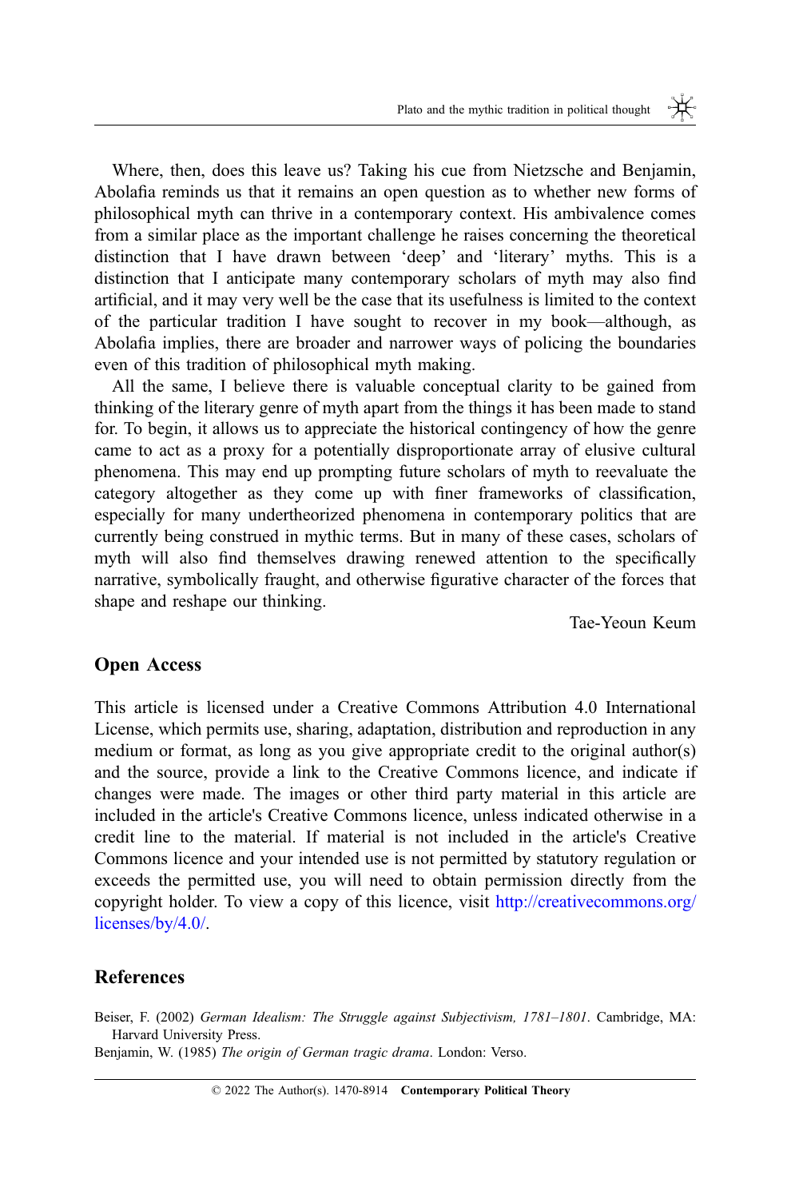Where, then, does this leave us? Taking his cue from Nietzsche and Benjamin, Abolafia reminds us that it remains an open question as to whether new forms of philosophical myth can thrive in a contemporary context. His ambivalence comes from a similar place as the important challenge he raises concerning the theoretical distinction that I have drawn between 'deep' and 'literary' myths. This is a distinction that I anticipate many contemporary scholars of myth may also find artificial, and it may very well be the case that its usefulness is limited to the context of the particular tradition I have sought to recover in my book—although, as Abolafia implies, there are broader and narrower ways of policing the boundaries even of this tradition of philosophical myth making.

All the same, I believe there is valuable conceptual clarity to be gained from thinking of the literary genre of myth apart from the things it has been made to stand for. To begin, it allows us to appreciate the historical contingency of how the genre came to act as a proxy for a potentially disproportionate array of elusive cultural phenomena. This may end up prompting future scholars of myth to reevaluate the category altogether as they come up with finer frameworks of classification, especially for many undertheorized phenomena in contemporary politics that are currently being construed in mythic terms. But in many of these cases, scholars of myth will also find themselves drawing renewed attention to the specifically narrative, symbolically fraught, and otherwise figurative character of the forces that shape and reshape our thinking.

Tae-Yeoun Keum

## Open Access

This article is licensed under a Creative Commons Attribution 4.0 International License, which permits use, sharing, adaptation, distribution and reproduction in any medium or format, as long as you give appropriate credit to the original author(s) and the source, provide a link to the Creative Commons licence, and indicate if changes were made. The images or other third party material in this article are included in the article's Creative Commons licence, unless indicated otherwise in a credit line to the material. If material is not included in the article's Creative Commons licence and your intended use is not permitted by statutory regulation or exceeds the permitted use, you will need to obtain permission directly from the copyright holder. To view a copy of this licence, visit http://creativecommons.org/licenses/by/4.0/.

## References

Beiser, F. (2002) *German Idealism: The Struggle against Subjectivism, 1781–1801*. Cambridge, MA: Harvard University Press.

Benjamin, W. (1985) *The origin of German tragic drama*. London: Verso.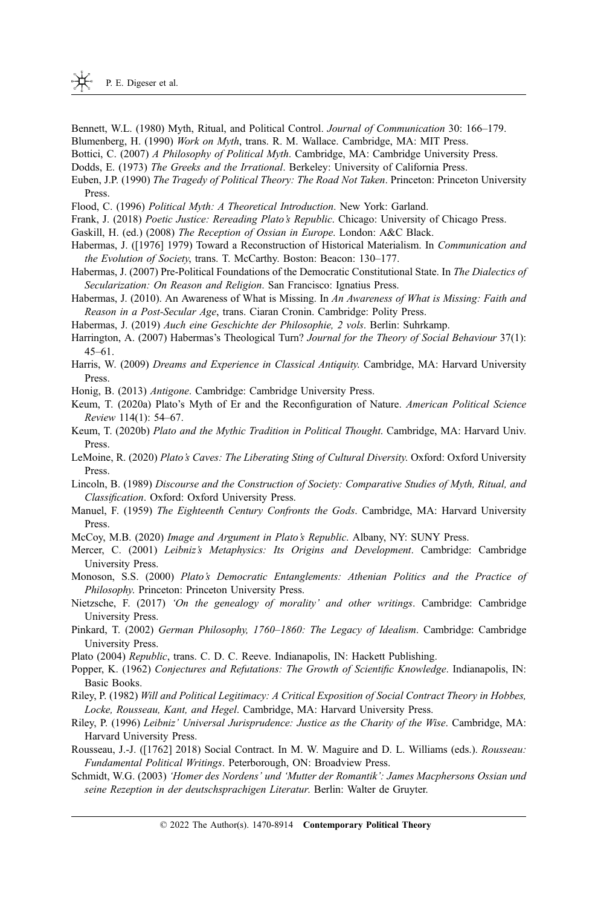Bennett, W.L. (1980) Myth, Ritual, and Political Control. *Journal of Communication* 30: 166–179.

Blumenberg, H. (1990) *Work on Myth*, trans. R. M. Wallace. Cambridge, MA: MIT Press.

Bottici, C. (2007) *A Philosophy of Political Myth*. Cambridge, MA: Cambridge University Press.

Dodds, E. (1973) *The Greeks and the Irrational*. Berkeley: University of California Press.

Euben, J.P. (1990) *The Tragedy of Political Theory: The Road Not Taken*. Princeton: Princeton University Press.

Flood, C. (1996) *Political Myth: A Theoretical Introduction*. New York: Garland.

Frank, J. (2018) *Poetic Justice: Rereading Plato's Republic*. Chicago: University of Chicago Press.

Gaskill, H. (ed.) (2008) *The Reception of Ossian in Europe*. London: A&C Black.

Habermas, J. ([1976] 1979) Toward a Reconstruction of Historical Materialism. In *Communication and the Evolution of Society*, trans. T. McCarthy. Boston: Beacon: 130–177.

Habermas, J. (2007) Pre-Political Foundations of the Democratic Constitutional State. In *The Dialectics of Secularization: On Reason and Religion*. San Francisco: Ignatius Press.

Habermas, J. (2010). An Awareness of What is Missing. In *An Awareness of What is Missing: Faith and Reason in a Post-Secular Age*, trans. Ciaran Cronin. Cambridge: Polity Press.

Habermas, J. (2019) *Auch eine Geschichte der Philosophie, 2 vols*. Berlin: Suhrkamp.

Harrington, A. (2007) Habermas's Theological Turn? *Journal for the Theory of Social Behaviour* 37(1): 45–61.

Harris, W. (2009) *Dreams and Experience in Classical Antiquity*. Cambridge, MA: Harvard University Press.

Honig, B. (2013) *Antigone*. Cambridge: Cambridge University Press.

Keum, T. (2020a) Plato's Myth of Er and the Reconfiguration of Nature. *American Political Science Review* 114(1): 54–67.

Keum, T. (2020b) *Plato and the Mythic Tradition in Political Thought*. Cambridge, MA: Harvard Univ. Press.

LeMoine, R. (2020) *Plato's Caves: The Liberating Sting of Cultural Diversity*. Oxford: Oxford University Press.

Lincoln, B. (1989) *Discourse and the Construction of Society: Comparative Studies of Myth, Ritual, and Classification*. Oxford: Oxford University Press.

Manuel, F. (1959) *The Eighteenth Century Confronts the Gods*. Cambridge, MA: Harvard University Press.

McCoy, M.B. (2020) *Image and Argument in Plato's Republic*. Albany, NY: SUNY Press.

Mercer, C. (2001) *Leibniz's Metaphysics: Its Origins and Development*. Cambridge: Cambridge University Press.

Monoson, S.S. (2000) *Plato's Democratic Entanglements: Athenian Politics and the Practice of Philosophy*. Princeton: Princeton University Press.

Nietzsche, F. (2017) *'On the genealogy of morality' and other writings*. Cambridge: Cambridge University Press.

Pinkard, T. (2002) *German Philosophy, 1760–1860: The Legacy of Idealism*. Cambridge: Cambridge University Press.

Plato (2004) *Republic*, trans. C. D. C. Reeve. Indianapolis, IN: Hackett Publishing.

Popper, K. (1962) *Conjectures and Refutations: The Growth of Scientific Knowledge*. Indianapolis, IN: Basic Books.

Riley, P. (1982) *Will and Political Legitimacy: A Critical Exposition of Social Contract Theory in Hobbes, Locke, Rousseau, Kant, and Hegel*. Cambridge, MA: Harvard University Press.

Riley, P. (1996) *Leibniz' Universal Jurisprudence: Justice as the Charity of the Wise*. Cambridge, MA: Harvard University Press.

Rousseau, J.-J. ([1762] 2018) Social Contract. In M. W. Maguire and D. L. Williams (eds.). *Rousseau: Fundamental Political Writings*. Peterborough, ON: Broadview Press.

Schmidt, W.G. (2003) *'Homer des Nordens' und 'Mutter der Romantik': James Macphersons Ossian und seine Rezeption in der deutschsprachigen Literatur*. Berlin: Walter de Gruyter.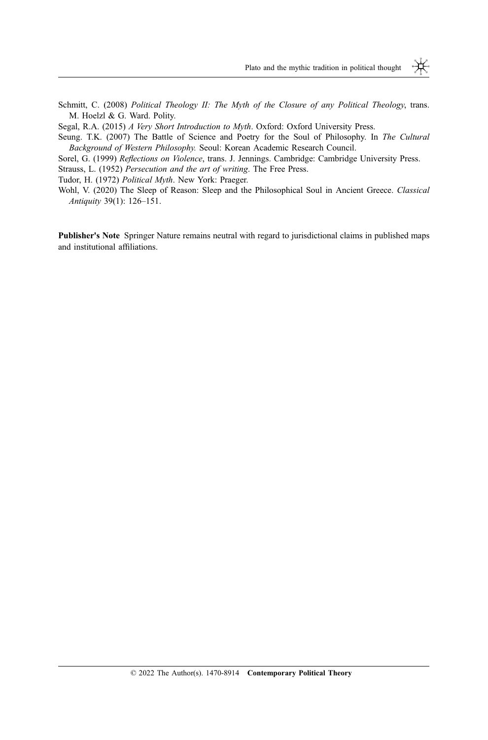Schmitt, C. (2008) *Political Theology II: The Myth of the Closure of any Political Theology*, trans. M. Hoelzl & G. Ward. Polity.

Segal, R.A. (2015) *A Very Short Introduction to Myth*. Oxford: Oxford University Press.

Seung. T.K. (2007) The Battle of Science and Poetry for the Soul of Philosophy. In *The Cultural Background of Western Philosophy.* Seoul: Korean Academic Research Council.

Sorel, G. (1999) *Reflections on Violence*, trans. J. Jennings. Cambridge: Cambridge University Press.

Strauss, L. (1952) *Persecution and the art of writing*. The Free Press.

Tudor, H. (1972) *Political Myth*. New York: Praeger.

Wohl, V. (2020) The Sleep of Reason: Sleep and the Philosophical Soul in Ancient Greece. *Classical Antiquity* 39(1): 126–151.

**Publisher's Note** Springer Nature remains neutral with regard to jurisdictional claims in published maps and institutional affiliations.